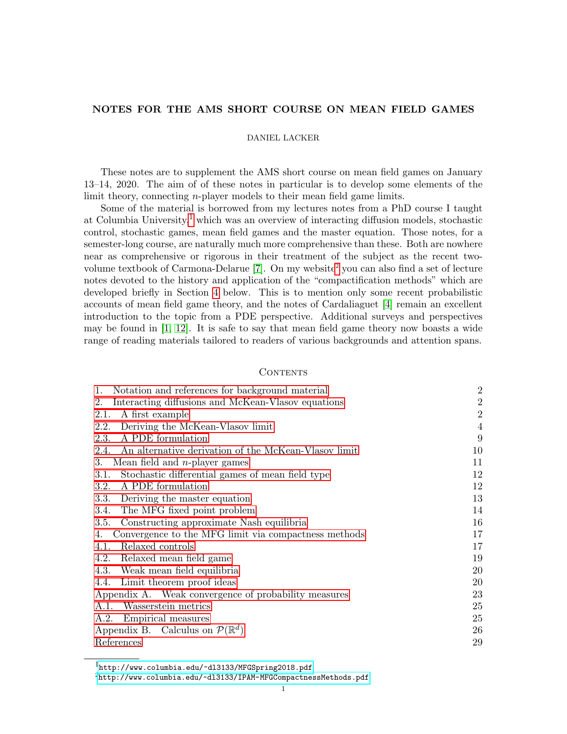# NOTES FOR THE AMS SHORT COURSE ON MEAN FIELD GAMES

DANIEL LACKER

These notes are to supplement the AMS short course on mean field games on January 13–14, 2020. The aim of of these notes in particular is to develop some elements of the limit theory, connecting $n$-player models to their mean field game limits.

Some of the material is borrowed from my lectures notes from a PhD course I taught at Columbia University,[1] which was an overview of interacting diffusion models, stochastic control, stochastic games, mean field games and the master equation. Those notes, for a semester-long course, are naturally much more comprehensive than these. Both are nowhere near as comprehensive or rigorous in their treatment of the subject as the recent two-volume textbook of Carmona-Delarue [7]. On my website[2] you can also find a set of lecture notes devoted to the history and application of the "compactification methods" which are developed briefly in Section 4 below. This is to mention only some recent probabilistic accounts of mean field game theory, and the notes of Cardaliaguet [4] remain an excellent introduction to the topic from a PDE perspective. Additional surveys and perspectives may be found in [1, 12]. It is safe to say that mean field game theory now boasts a wide range of reading materials tailored to readers of various backgrounds and attention spans.

## Contents

| | |
|---|---|
| 1. Notation and references for background material | 2 |
| 2. Interacting diffusions and McKean-Vlasov equations | 2 |
| 2.1. A first example | 2 |
| 2.2. Deriving the McKean-Vlasov limit | 4 |
| 2.3. A PDE formulation | 9 |
| 2.4. An alternative derivation of the McKean-Vlasov limit | 10 |
| 3. Mean field and $n$-player games | 11 |
| 3.1. Stochastic differential games of mean field type | 12 |
| 3.2. A PDE formulation | 12 |
| 3.3. Deriving the master equation | 13 |
| 3.4. The MFG fixed point problem | 14 |
| 3.5. Constructing approximate Nash equilibria | 16 |
| 4. Convergence to the MFG limit via compactness methods | 17 |
| 4.1. Relaxed controls | 17 |
| 4.2. Relaxed mean field game | 19 |
| 4.3. Weak mean field equilibria | 20 |
| 4.4. Limit theorem proof ideas | 20 |
| Appendix A. Weak convergence of probability measures | 23 |
| A.1. Wasserstein metrics | 25 |
| A.2. Empirical measures | 25 |
| Appendix B. Calculus on $\mathcal{P}(\mathbb{R}^d)$ | 26 |
| References | 29 |

[1] http://www.columbia.edu/~dl3133/MFGSpring2018.pdf

[2] http://www.columbia.edu/~dl3133/IPAM-MFGCompactnessMethods.pdf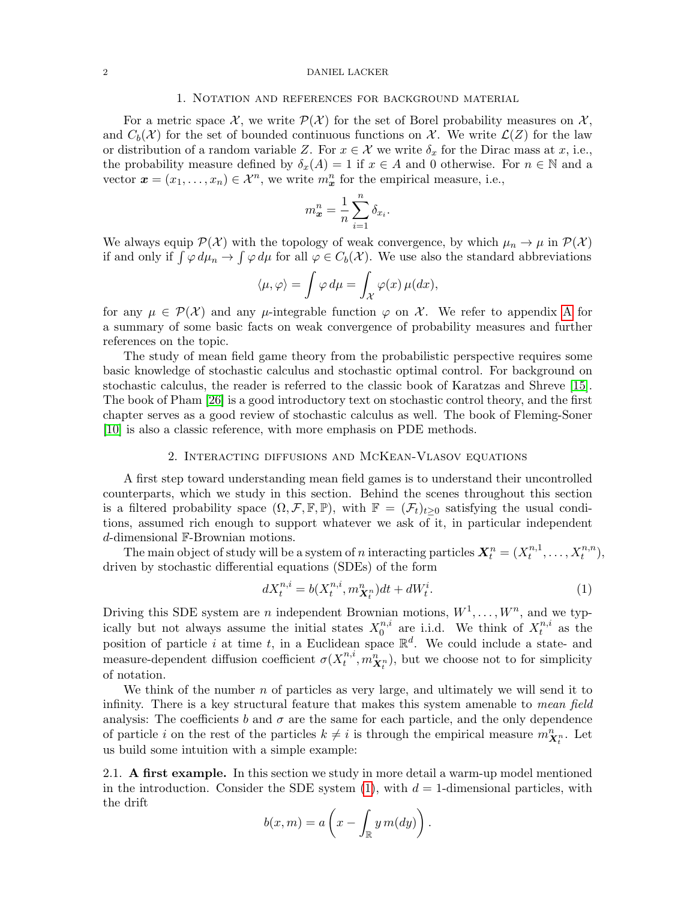## 1. Notation and references for background material

For a metric space $\mathcal{X}$, we write $\mathcal{P}(\mathcal{X})$ for the set of Borel probability measures on $\mathcal{X}$, and $C_b(\mathcal{X})$ for the set of bounded continuous functions on $\mathcal{X}$. We write $\mathcal{L}(Z)$ for the law or distribution of a random variable $Z$. For $x \in \mathcal{X}$ we write $\delta_x$ for the Dirac mass at $x$, i.e., the probability measure defined by $\delta_x(A) = 1$ if $x \in A$ and 0 otherwise. For $n \in \mathbb{N}$ and a vector $\boldsymbol{x} = (x_1, \ldots, x_n) \in \mathcal{X}^n$, we write $m^n_{\boldsymbol{x}}$ for the empirical measure, i.e.,

$$m^n_{\boldsymbol{x}} = \frac{1}{n}\sum_{i=1}^n \delta_{x_i}.$$

We always equip $\mathcal{P}(\mathcal{X})$ with the topology of weak convergence, by which $\mu_n \to \mu$ in $\mathcal{P}(\mathcal{X})$ if and only if $\int \varphi \, d\mu_n \to \int \varphi \, d\mu$ for all $\varphi \in C_b(\mathcal{X})$. We use also the standard abbreviations

$$\langle \mu, \varphi \rangle = \int \varphi \, d\mu = \int_{\mathcal{X}} \varphi(x) \, \mu(dx),$$

for any $\mu \in \mathcal{P}(\mathcal{X})$ and any $\mu$-integrable function $\varphi$ on $\mathcal{X}$. We refer to appendix A for a summary of some basic facts on weak convergence of probability measures and further references on the topic.

The study of mean field game theory from the probabilistic perspective requires some basic knowledge of stochastic calculus and stochastic optimal control. For background on stochastic calculus, the reader is referred to the classic book of Karatzas and Shreve [15]. The book of Pham [26] is a good introductory text on stochastic control theory, and the first chapter serves as a good review of stochastic calculus as well. The book of Fleming-Soner [10] is also a classic reference, with more emphasis on PDE methods.

## 2. Interacting diffusions and McKean-Vlasov equations

A first step toward understanding mean field games is to understand their uncontrolled counterparts, which we study in this section. Behind the scenes throughout this section is a filtered probability space $(\Omega, \mathcal{F}, \mathbb{F}, \mathbb{P})$, with $\mathbb{F} = (\mathcal{F}_t)_{t \geq 0}$ satisfying the usual conditions, assumed rich enough to support whatever we ask of it, in particular independent $d$-dimensional $\mathbb{F}$-Brownian motions.

The main object of study will be a system of $n$ interacting particles $\boldsymbol{X}^n_t = (X^{n,1}_t, \ldots, X^{n,n}_t)$, driven by stochastic differential equations (SDEs) of the form

$$dX^{n,i}_t = b(X^{n,i}_t, m^n_{\boldsymbol{X}^n_t})dt + dW^i_t. \tag{1}$$

Driving this SDE system are $n$ independent Brownian motions, $W^1, \ldots, W^n$, and we typically but not always assume the initial states $X^{n,i}_0$ are i.i.d. We think of $X^{n,i}_t$ as the position of particle $i$ at time $t$, in a Euclidean space $\mathbb{R}^d$. We could include a state- and measure-dependent diffusion coefficient $\sigma(X^{n,i}_t, m^n_{\boldsymbol{X}^n_t})$, but we choose not to for simplicity of notation.

We think of the number $n$ of particles as very large, and ultimately we will send it to infinity. There is a key structural feature that makes this system amenable to *mean field* analysis: The coefficients $b$ and $\sigma$ are the same for each particle, and the only dependence of particle $i$ on the rest of the particles $k \neq i$ is through the empirical measure $m^n_{\boldsymbol{X}^n_t}$. Let us build some intuition with a simple example:

2.1. **A first example.** In this section we study in more detail a warm-up model mentioned in the introduction. Consider the SDE system (1), with $d = 1$-dimensional particles, with the drift

$$b(x, m) = a\left(x - \int_{\mathbb{R}} y \, m(dy)\right).$$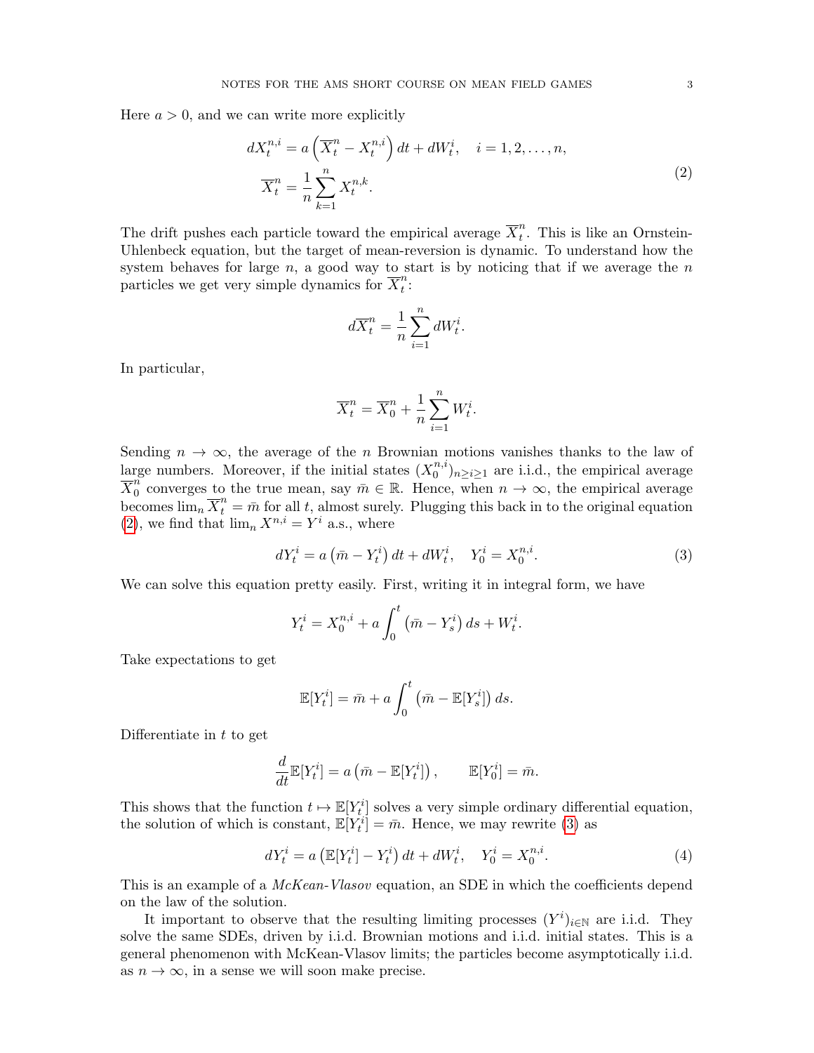Here $a > 0$, and we can write more explicitly

$$
\begin{aligned}
dX_t^{n,i} &= a\left(\overline{X}_t^n - X_t^{n,i}\right)dt + dW_t^i, \quad i = 1, 2, \ldots, n, \\
\overline{X}_t^n &= \frac{1}{n}\sum_{k=1}^n X_t^{n,k}.
\end{aligned}
\tag{2}
$$

The drift pushes each particle toward the empirical average $\overline{X}_t^n$. This is like an Ornstein-Uhlenbeck equation, but the target of mean-reversion is dynamic. To understand how the system behaves for large $n$, a good way to start is by noticing that if we average the $n$ particles we get very simple dynamics for $\overline{X}_t^n$:

$$
d\overline{X}_t^n = \frac{1}{n}\sum_{i=1}^n dW_t^i.
$$

In particular,

$$
\overline{X}_t^n = \overline{X}_0^n + \frac{1}{n}\sum_{i=1}^n W_t^i.
$$

Sending $n \to \infty$, the average of the $n$ Brownian motions vanishes thanks to the law of large numbers. Moreover, if the initial states $(X_0^{n,i})_{n \ge i \ge 1}$ are i.i.d., the empirical average $\overline{X}_0^n$ converges to the true mean, say $\bar{m} \in \mathbb{R}$. Hence, when $n \to \infty$, the empirical average becomes $\lim_n \overline{X}_t^n = \bar{m}$ for all $t$, almost surely. Plugging this back in to the original equation (2), we find that $\lim_n X^{n,i} = Y^i$ a.s., where

$$
dY_t^i = a\left(\bar{m} - Y_t^i\right)dt + dW_t^i, \quad Y_0^i = X_0^{n,i}. \tag{3}
$$

We can solve this equation pretty easily. First, writing it in integral form, we have

$$
Y_t^i = X_0^{n,i} + a\int_0^t \left(\bar{m} - Y_s^i\right)ds + W_t^i.
$$

Take expectations to get

$$
\mathbb{E}[Y_t^i] = \bar{m} + a\int_0^t \left(\bar{m} - \mathbb{E}[Y_s^i]\right)ds.
$$

Differentiate in $t$ to get

$$
\frac{d}{dt}\mathbb{E}[Y_t^i] = a\left(\bar{m} - \mathbb{E}[Y_t^i]\right), \qquad \mathbb{E}[Y_0^i] = \bar{m}.
$$

This shows that the function $t \mapsto \mathbb{E}[Y_t^i]$ solves a very simple ordinary differential equation, the solution of which is constant, $\mathbb{E}[Y_t^i] = \bar{m}$. Hence, we may rewrite (3) as

$$
dY_t^i = a\left(\mathbb{E}[Y_t^i] - Y_t^i\right)dt + dW_t^i, \quad Y_0^i = X_0^{n,i}. \tag{4}
$$

This is an example of a *McKean-Vlasov* equation, an SDE in which the coefficients depend on the law of the solution.

It important to observe that the resulting limiting processes $(Y^i)_{i \in \mathbb{N}}$ are i.i.d. They solve the same SDEs, driven by i.i.d. Brownian motions and i.i.d. initial states. This is a general phenomenon with McKean-Vlasov limits; the particles become asymptotically i.i.d. as $n \to \infty$, in a sense we will soon make precise.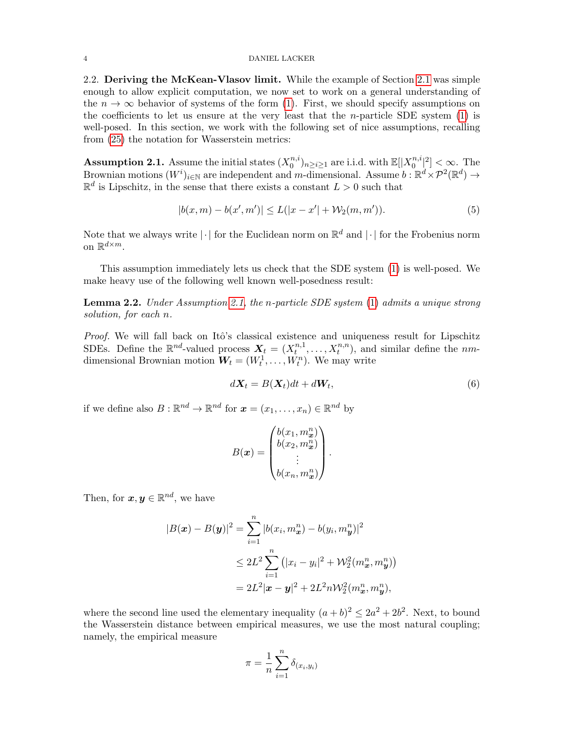2.2. **Deriving the McKean-Vlasov limit.** While the example of Section 2.1 was simple enough to allow explicit computation, we now set to work on a general understanding of the $n \to \infty$ behavior of systems of the form (1). First, we should specify assumptions on the coefficients to let us ensure at the very least that the $n$-particle SDE system (1) is well-posed. In this section, we work with the following set of nice assumptions, recalling from (25) the notation for Wasserstein metrics:

**Assumption 2.1.** Assume the initial states $(X_0^{n,i})_{n \ge i \ge 1}$ are i.i.d. with $\mathbb{E}[|X_0^{n,i}|^2] < \infty$. The Brownian motions $(W^i)_{i \in \mathbb{N}}$ are independent and $m$-dimensional. Assume $b : \mathbb{R}^d \times \mathcal{P}^2(\mathbb{R}^d) \to \mathbb{R}^d$ is Lipschitz, in the sense that there exists a constant $L > 0$ such that

$$|b(x, m) - b(x', m')| \le L(|x - x'| + \mathcal{W}_2(m, m')). \tag{5}$$

Note that we always write $|\cdot|$ for the Euclidean norm on $\mathbb{R}^d$ and $|\cdot|$ for the Frobenius norm on $\mathbb{R}^{d \times m}$.

This assumption immediately lets us check that the SDE system (1) is well-posed. We make heavy use of the following well known well-posedness result:

**Lemma 2.2.** *Under Assumption 2.1, the $n$-particle SDE system (1) admits a unique strong solution, for each $n$.*

*Proof.* We will fall back on Itô's classical existence and uniqueness result for Lipschitz SDEs. Define the $\mathbb{R}^{nd}$-valued process $\boldsymbol{X}_t = (X_t^{n,1}, \ldots, X_t^{n,n})$, and similar define the $nm$-dimensional Brownian motion $\boldsymbol{W}_t = (W_t^1, \ldots, W_t^n)$. We may write

$$d\boldsymbol{X}_t = B(\boldsymbol{X}_t)dt + d\boldsymbol{W}_t, \tag{6}$$

if we define also $B : \mathbb{R}^{nd} \to \mathbb{R}^{nd}$ for $\boldsymbol{x} = (x_1, \ldots, x_n) \in \mathbb{R}^{nd}$ by

$$B(\boldsymbol{x}) = \begin{pmatrix} b(x_1, m_{\boldsymbol{x}}^n) \\ b(x_2, m_{\boldsymbol{x}}^n) \\ \vdots \\ b(x_n, m_{\boldsymbol{x}}^n) \end{pmatrix}.$$

Then, for $\boldsymbol{x}, \boldsymbol{y} \in \mathbb{R}^{nd}$, we have

$$\begin{aligned}
|B(\boldsymbol{x}) - B(\boldsymbol{y})|^2 &= \sum_{i=1}^n |b(x_i, m_{\boldsymbol{x}}^n) - b(y_i, m_{\boldsymbol{y}}^n)|^2 \\
&\le 2L^2 \sum_{i=1}^n \left( |x_i - y_i|^2 + \mathcal{W}_2^2(m_{\boldsymbol{x}}^n, m_{\boldsymbol{y}}^n) \right) \\
&= 2L^2 |\boldsymbol{x} - \boldsymbol{y}|^2 + 2L^2 n \mathcal{W}_2^2(m_{\boldsymbol{x}}^n, m_{\boldsymbol{y}}^n),
\end{aligned}$$

where the second line used the elementary inequality $(a+b)^2 \le 2a^2 + 2b^2$. Next, to bound the Wasserstein distance between empirical measures, we use the most natural coupling; namely, the empirical measure

$$\pi = \frac{1}{n} \sum_{i=1}^n \delta_{(x_i, y_i)}$$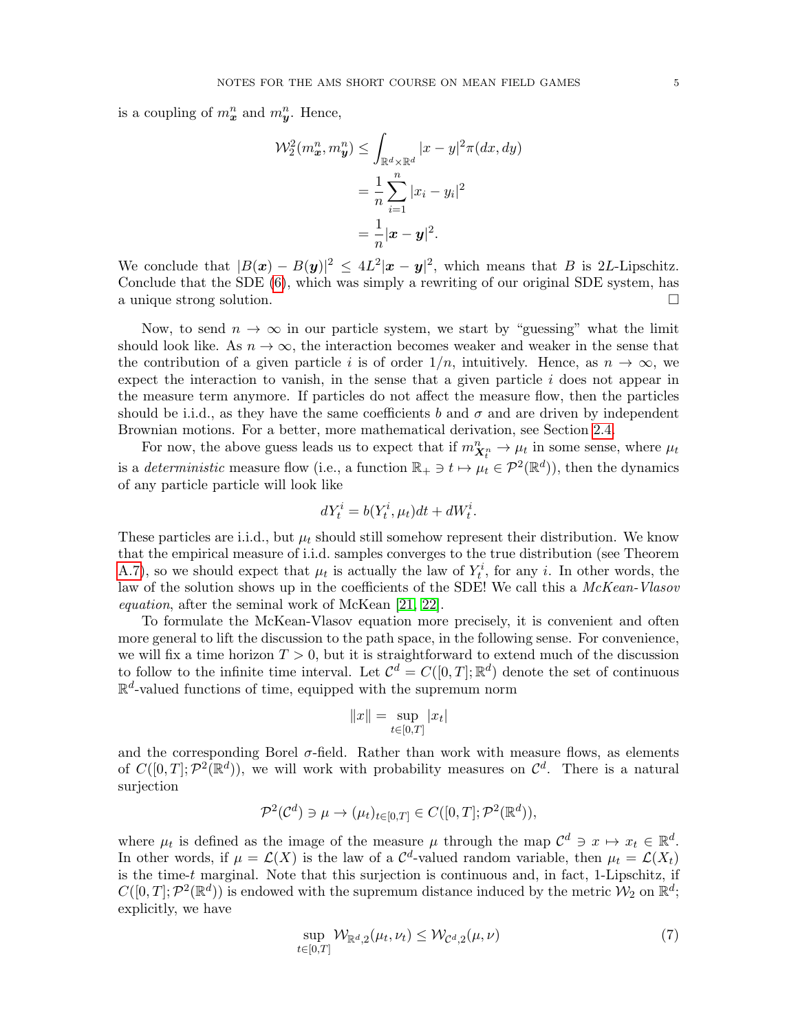is a coupling of $m^n_{\boldsymbol{x}}$ and $m^n_{\boldsymbol{y}}$. Hence,

$$
\begin{aligned}
\mathcal{W}_2^2(m^n_{\boldsymbol{x}}, m^n_{\boldsymbol{y}}) &\leq \int_{\mathbb{R}^d \times \mathbb{R}^d} |x-y|^2 \pi(dx,dy) \\
&= \frac{1}{n}\sum_{i=1}^n |x_i - y_i|^2 \\
&= \frac{1}{n}|\boldsymbol{x} - \boldsymbol{y}|^2.
\end{aligned}
$$

We conclude that $|B(\boldsymbol{x}) - B(\boldsymbol{y})|^2 \leq 4L^2|\boldsymbol{x} - \boldsymbol{y}|^2$, which means that $B$ is $2L$-Lipschitz. Conclude that the SDE (6), which was simply a rewriting of our original SDE system, has a unique strong solution. $\square$

Now, to send $n \to \infty$ in our particle system, we start by "guessing" what the limit should look like. As $n \to \infty$, the interaction becomes weaker and weaker in the sense that the contribution of a given particle $i$ is of order $1/n$, intuitively. Hence, as $n \to \infty$, we expect the interaction to vanish, in the sense that a given particle $i$ does not appear in the measure term anymore. If particles do not affect the measure flow, then the particles should be i.i.d., as they have the same coefficients $b$ and $\sigma$ and are driven by independent Brownian motions. For a better, more mathematical derivation, see Section 2.4.

For now, the above guess leads us to expect that if $m^n_{\boldsymbol{X}^n_t} \to \mu_t$ in some sense, where $\mu_t$ is a *deterministic* measure flow (i.e., a function $\mathbb{R}_+ \ni t \mapsto \mu_t \in \mathcal{P}^2(\mathbb{R}^d)$), then the dynamics of any particle particle will look like

$$
dY^i_t = b(Y^i_t, \mu_t)dt + dW^i_t.
$$

These particles are i.i.d., but $\mu_t$ should still somehow represent their distribution. We know that the empirical measure of i.i.d. samples converges to the true distribution (see Theorem A.7), so we should expect that $\mu_t$ is actually the law of $Y^i_t$, for any $i$. In other words, the law of the solution shows up in the coefficients of the SDE! We call this a *McKean-Vlasov equation*, after the seminal work of McKean [21, 22].

To formulate the McKean-Vlasov equation more precisely, it is convenient and often more general to lift the discussion to the path space, in the following sense. For convenience, we will fix a time horizon $T > 0$, but it is straightforward to extend much of the discussion to follow to the infinite time interval. Let $\mathcal{C}^d = C([0,T];\mathbb{R}^d)$ denote the set of continuous $\mathbb{R}^d$-valued functions of time, equipped with the supremum norm

$$
\|x\| = \sup_{t \in [0,T]} |x_t|
$$

and the corresponding Borel $\sigma$-field. Rather than work with measure flows, as elements of $C([0,T];\mathcal{P}^2(\mathbb{R}^d))$, we will work with probability measures on $\mathcal{C}^d$. There is a natural surjection

$$
\mathcal{P}^2(\mathcal{C}^d) \ni \mu \to (\mu_t)_{t\in[0,T]} \in C([0,T];\mathcal{P}^2(\mathbb{R}^d)),
$$

where $\mu_t$ is defined as the image of the measure $\mu$ through the map $\mathcal{C}^d \ni x \mapsto x_t \in \mathbb{R}^d$. In other words, if $\mu = \mathcal{L}(X)$ is the law of a $\mathcal{C}^d$-valued random variable, then $\mu_t = \mathcal{L}(X_t)$ is the time-$t$ marginal. Note that this surjection is continuous and, in fact, 1-Lipschitz, if $C([0,T];\mathcal{P}^2(\mathbb{R}^d))$ is endowed with the supremum distance induced by the metric $\mathcal{W}_2$ on $\mathbb{R}^d$; explicitly, we have

$$
\sup_{t\in[0,T]} \mathcal{W}_{\mathbb{R}^d,2}(\mu_t, \nu_t) \leq \mathcal{W}_{\mathcal{C}^d,2}(\mu, \nu) \tag{7}
$$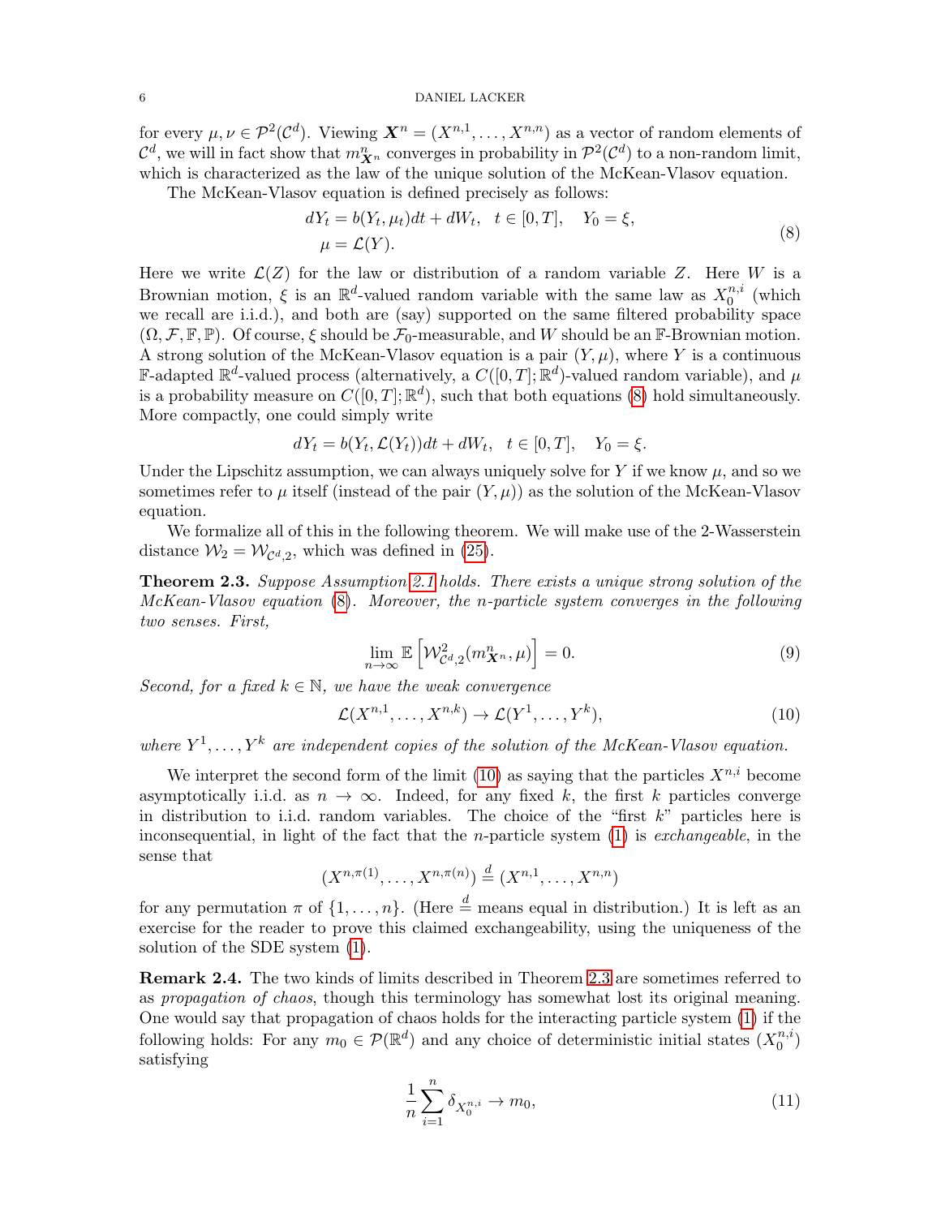for every $\mu, \nu \in \mathcal{P}^2(\mathcal{C}^d)$. Viewing $\boldsymbol{X}^n = (X^{n,1}, \ldots, X^{n,n})$ as a vector of random elements of $\mathcal{C}^d$, we will in fact show that $m^n_{\boldsymbol{X}^n}$ converges in probability in $\mathcal{P}^2(\mathcal{C}^d)$ to a non-random limit, which is characterized as the law of the unique solution of the McKean-Vlasov equation.

The McKean-Vlasov equation is defined precisely as follows:

$$
\begin{aligned}
dY_t &= b(Y_t, \mu_t)dt + dW_t, \quad t \in [0,T], \quad Y_0 = \xi, \\
\mu &= \mathcal{L}(Y).
\end{aligned} \tag{8}
$$

Here we write $\mathcal{L}(Z)$ for the law or distribution of a random variable $Z$. Here $W$ is a Brownian motion, $\xi$ is an $\mathbb{R}^d$-valued random variable with the same law as $X^{n,i}_0$ (which we recall are i.i.d.), and both are (say) supported on the same filtered probability space $(\Omega, \mathcal{F}, \mathbb{F}, \mathbb{P})$. Of course, $\xi$ should be $\mathcal{F}_0$-measurable, and $W$ should be an $\mathbb{F}$-Brownian motion. A strong solution of the McKean-Vlasov equation is a pair $(Y, \mu)$, where $Y$ is a continuous $\mathbb{F}$-adapted $\mathbb{R}^d$-valued process (alternatively, a $C([0,T];\mathbb{R}^d)$-valued random variable), and $\mu$ is a probability measure on $C([0,T];\mathbb{R}^d)$, such that both equations (8) hold simultaneously. More compactly, one could simply write

$$
dY_t = b(Y_t, \mathcal{L}(Y_t))dt + dW_t, \quad t \in [0,T], \quad Y_0 = \xi.
$$

Under the Lipschitz assumption, we can always uniquely solve for $Y$ if we know $\mu$, and so we sometimes refer to $\mu$ itself (instead of the pair $(Y, \mu)$) as the solution of the McKean-Vlasov equation.

We formalize all of this in the following theorem. We will make use of the 2-Wasserstein distance $\mathcal{W}_2 = \mathcal{W}_{\mathcal{C}^d,2}$, which was defined in (25).

**Theorem 2.3.** *Suppose Assumption 2.1 holds. There exists a unique strong solution of the McKean-Vlasov equation (8). Moreover, the n-particle system converges in the following two senses. First,*

$$
\lim_{n\to\infty} \mathbb{E}\left[\mathcal{W}^2_{\mathcal{C}^d,2}(m^n_{\boldsymbol{X}^n}, \mu)\right] = 0. \tag{9}
$$

*Second, for a fixed $k \in \mathbb{N}$, we have the weak convergence*

$$
\mathcal{L}(X^{n,1}, \ldots, X^{n,k}) \to \mathcal{L}(Y^1, \ldots, Y^k), \tag{10}
$$

*where $Y^1, \ldots, Y^k$ are independent copies of the solution of the McKean-Vlasov equation.*

We interpret the second form of the limit (10) as saying that the particles $X^{n,i}$ become asymptotically i.i.d. as $n \to \infty$. Indeed, for any fixed $k$, the first $k$ particles converge in distribution to i.i.d. random variables. The choice of the "first $k$" particles here is inconsequential, in light of the fact that the $n$-particle system (1) is *exchangeable*, in the sense that

$$
(X^{n,\pi(1)}, \ldots, X^{n,\pi(n)}) \stackrel{d}{=} (X^{n,1}, \ldots, X^{n,n})
$$

for any permutation $\pi$ of $\{1, \ldots, n\}$. (Here $\stackrel{d}{=}$ means equal in distribution.) It is left as an exercise for the reader to prove this claimed exchangeability, using the uniqueness of the solution of the SDE system (1).

**Remark 2.4.** The two kinds of limits described in Theorem 2.3 are sometimes referred to as *propagation of chaos*, though this terminology has somewhat lost its original meaning. One would say that propagation of chaos holds for the interacting particle system (1) if the following holds: For any $m_0 \in \mathcal{P}(\mathbb{R}^d)$ and any choice of deterministic initial states $(X^{n,i}_0)$ satisfying

$$
\frac{1}{n}\sum_{i=1}^n \delta_{X^{n,i}_0} \to m_0, \tag{11}
$$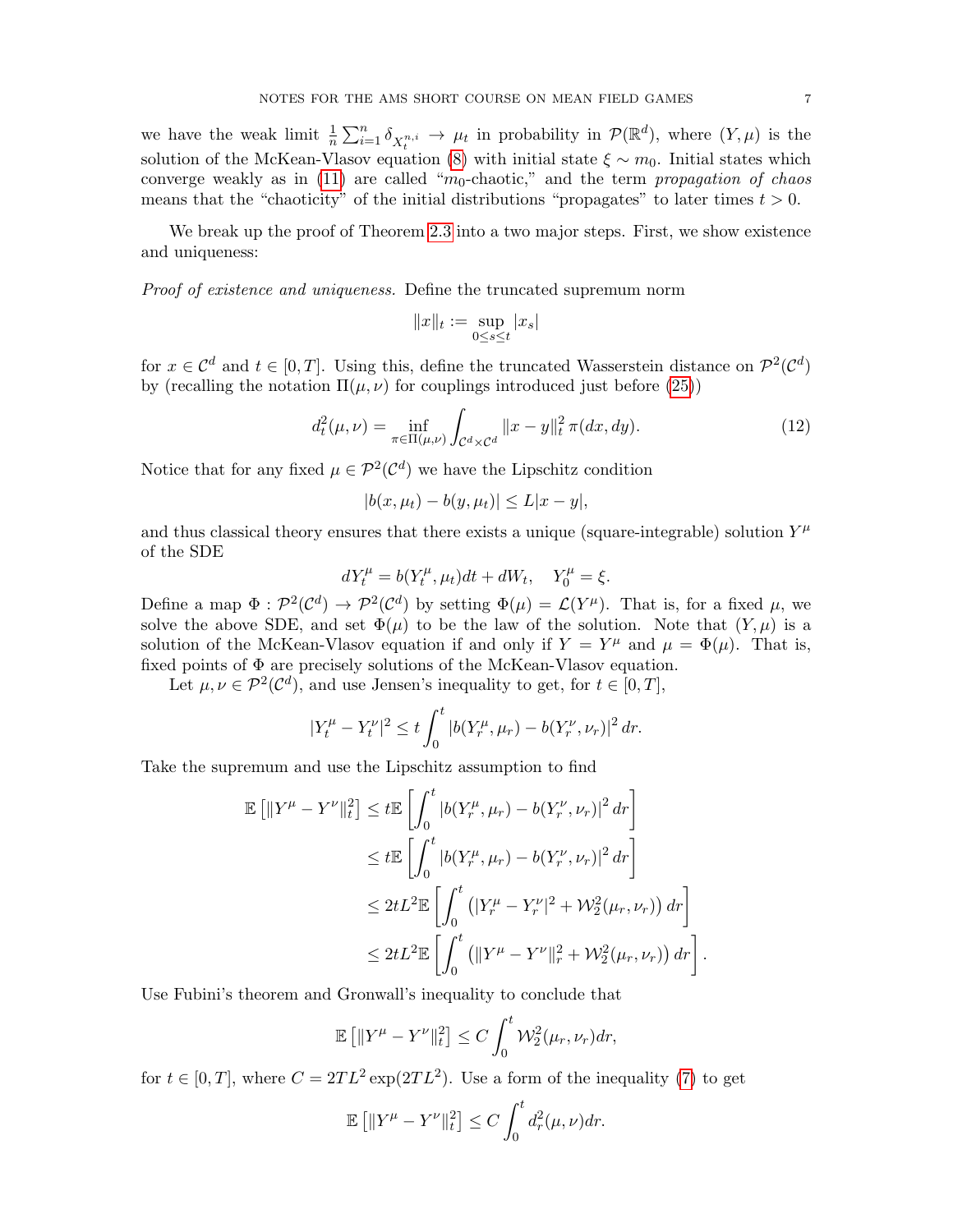we have the weak limit $\frac{1}{n}\sum_{i=1}^n \delta_{X_t^{n,i}} \to \mu_t$ in probability in $\mathcal{P}(\mathbb{R}^d)$, where $(Y,\mu)$ is the solution of the McKean-Vlasov equation (8) with initial state $\xi \sim m_0$. Initial states which converge weakly as in (11) are called "$m_0$-chaotic," and the term *propagation of chaos* means that the "chaoticity" of the initial distributions "propagates" to later times $t > 0$.

We break up the proof of Theorem 2.3 into a two major steps. First, we show existence and uniqueness:

*Proof of existence and uniqueness.* Define the truncated supremum norm

$$\|x\|_t := \sup_{0 \le s \le t} |x_s|$$

for $x \in \mathcal{C}^d$ and $t \in [0,T]$. Using this, define the truncated Wasserstein distance on $\mathcal{P}^2(\mathcal{C}^d)$ by (recalling the notation $\Pi(\mu,\nu)$ for couplings introduced just before (25))

$$d_t^2(\mu,\nu) = \inf_{\pi \in \Pi(\mu,\nu)} \int_{\mathcal{C}^d \times \mathcal{C}^d} \|x-y\|_t^2 \, \pi(dx,dy). \tag{12}$$

Notice that for any fixed $\mu \in \mathcal{P}^2(\mathcal{C}^d)$ we have the Lipschitz condition

$$|b(x,\mu_t) - b(y,\mu_t)| \le L|x-y|,$$

and thus classical theory ensures that there exists a unique (square-integrable) solution $Y^\mu$ of the SDE

$$dY_t^\mu = b(Y_t^\mu, \mu_t)dt + dW_t, \quad Y_0^\mu = \xi.$$

Define a map $\Phi : \mathcal{P}^2(\mathcal{C}^d) \to \mathcal{P}^2(\mathcal{C}^d)$ by setting $\Phi(\mu) = \mathcal{L}(Y^\mu)$. That is, for a fixed $\mu$, we solve the above SDE, and set $\Phi(\mu)$ to be the law of the solution. Note that $(Y,\mu)$ is a solution of the McKean-Vlasov equation if and only if $Y = Y^\mu$ and $\mu = \Phi(\mu)$. That is, fixed points of $\Phi$ are precisely solutions of the McKean-Vlasov equation.

Let $\mu,\nu \in \mathcal{P}^2(\mathcal{C}^d)$, and use Jensen's inequality to get, for $t \in [0,T]$,

$$|Y_t^\mu - Y_t^\nu|^2 \le t\int_0^t |b(Y_r^\mu,\mu_r) - b(Y_r^\nu,\nu_r)|^2 \, dr.$$

Take the supremum and use the Lipschitz assumption to find

$$\begin{aligned}
\mathbb{E}\left[\|Y^\mu - Y^\nu\|_t^2\right] &\le t\mathbb{E}\left[\int_0^t |b(Y_r^\mu,\mu_r) - b(Y_r^\nu,\nu_r)|^2 \, dr\right] \\
&\le t\mathbb{E}\left[\int_0^t |b(Y_r^\mu,\mu_r) - b(Y_r^\nu,\nu_r)|^2 \, dr\right] \\
&\le 2tL^2\mathbb{E}\left[\int_0^t \left(|Y_r^\mu - Y_r^\nu|^2 + \mathcal{W}_2^2(\mu_r,\nu_r)\right) dr\right] \\
&\le 2tL^2\mathbb{E}\left[\int_0^t \left(\|Y^\mu - Y^\nu\|_r^2 + \mathcal{W}_2^2(\mu_r,\nu_r)\right) dr\right].
\end{aligned}$$

Use Fubini's theorem and Gronwall's inequality to conclude that

$$\mathbb{E}\left[\|Y^\mu - Y^\nu\|_t^2\right] \le C\int_0^t \mathcal{W}_2^2(\mu_r,\nu_r)dr,$$

for $t \in [0,T]$, where $C = 2TL^2\exp(2TL^2)$. Use a form of the inequality (7) to get

$$\mathbb{E}\left[\|Y^\mu - Y^\nu\|_t^2\right] \le C\int_0^t d_r^2(\mu,\nu)dr.$$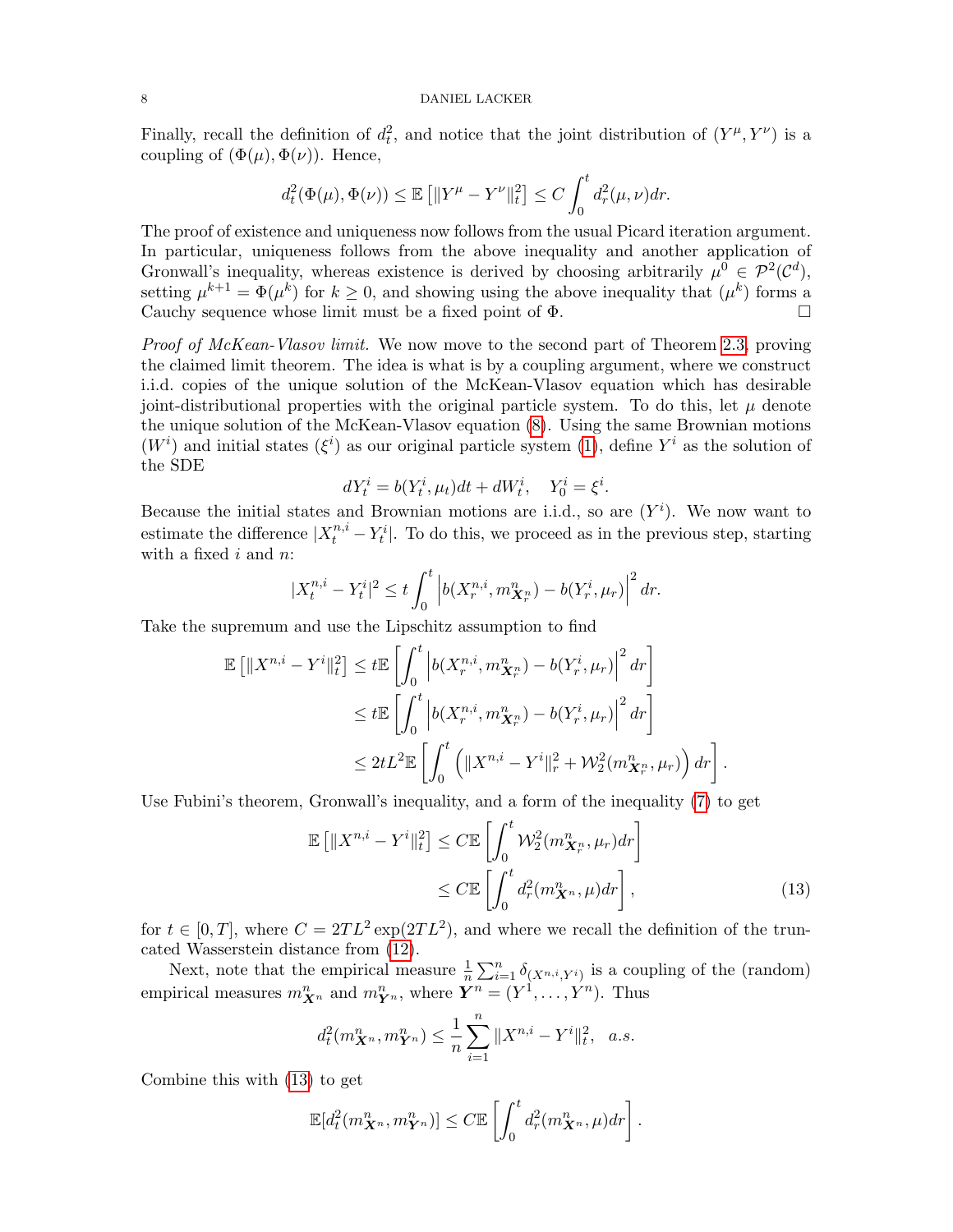Finally, recall the definition of $d_t^2$, and notice that the joint distribution of $(Y^\mu, Y^\nu)$ is a coupling of $(\Phi(\mu), \Phi(\nu))$. Hence,

$$d_t^2(\Phi(\mu), \Phi(\nu)) \le \mathbb{E}\left[\|Y^\mu - Y^\nu\|_t^2\right] \le C \int_0^t d_r^2(\mu, \nu) dr.$$

The proof of existence and uniqueness now follows from the usual Picard iteration argument. In particular, uniqueness follows from the above inequality and another application of Gronwall's inequality, whereas existence is derived by choosing arbitrarily $\mu^0 \in \mathcal{P}^2(\mathcal{C}^d)$, setting $\mu^{k+1} = \Phi(\mu^k)$ for $k \ge 0$, and showing using the above inequality that $(\mu^k)$ forms a Cauchy sequence whose limit must be a fixed point of $\Phi$. $\square$

*Proof of McKean-Vlasov limit.* We now move to the second part of Theorem 2.3, proving the claimed limit theorem. The idea is what is by a coupling argument, where we construct i.i.d. copies of the unique solution of the McKean-Vlasov equation which has desirable joint-distributional properties with the original particle system. To do this, let $\mu$ denote the unique solution of the McKean-Vlasov equation (8). Using the same Brownian motions $(W^i)$ and initial states $(\xi^i)$ as our original particle system (1), define $Y^i$ as the solution of the SDE

$$dY_t^i = b(Y_t^i, \mu_t)dt + dW_t^i, \quad Y_0^i = \xi^i.$$

Because the initial states and Brownian motions are i.i.d., so are $(Y^i)$. We now want to estimate the difference $|X_t^{n,i} - Y_t^i|$. To do this, we proceed as in the previous step, starting with a fixed $i$ and $n$:

$$|X_t^{n,i} - Y_t^i|^2 \le t \int_0^t \left| b(X_r^{n,i}, m_{\boldsymbol{X}_r^n}^n) - b(Y_r^i, \mu_r) \right|^2 dr.$$

Take the supremum and use the Lipschitz assumption to find

$$\begin{aligned}
\mathbb{E}\left[\|X^{n,i} - Y^i\|_t^2\right] &\le t\mathbb{E}\left[\int_0^t \left| b(X_r^{n,i}, m_{\boldsymbol{X}_r^n}^n) - b(Y_r^i, \mu_r) \right|^2 dr\right] \\
&\le t\mathbb{E}\left[\int_0^t \left| b(X_r^{n,i}, m_{\boldsymbol{X}_r^n}^n) - b(Y_r^i, \mu_r) \right|^2 dr\right] \\
&\le 2tL^2 \mathbb{E}\left[\int_0^t \left( \|X^{n,i} - Y^i\|_r^2 + \mathcal{W}_2^2(m_{\boldsymbol{X}_r^n}^n, \mu_r) \right) dr\right].
\end{aligned}$$

Use Fubini's theorem, Gronwall's inequality, and a form of the inequality (7) to get

$$\begin{aligned}
\mathbb{E}\left[\|X^{n,i} - Y^i\|_t^2\right] &\le C\mathbb{E}\left[\int_0^t \mathcal{W}_2^2(m_{\boldsymbol{X}_r^n}^n, \mu_r) dr\right] \\
&\le C\mathbb{E}\left[\int_0^t d_r^2(m_{\boldsymbol{X}^n}^n, \mu) dr\right],
\end{aligned} \tag{13}$$

for $t \in [0, T]$, where $C = 2TL^2 \exp(2TL^2)$, and where we recall the definition of the truncated Wasserstein distance from (12).

Next, note that the empirical measure $\frac{1}{n}\sum_{i=1}^n \delta_{(X^{n,i}, Y^i)}$ is a coupling of the (random) empirical measures $m_{\boldsymbol{X}^n}^n$ and $m_{\boldsymbol{Y}^n}^n$, where $\boldsymbol{Y}^n = (Y^1, \ldots, Y^n)$. Thus

$$d_t^2(m_{\boldsymbol{X}^n}^n, m_{\boldsymbol{Y}^n}^n) \le \frac{1}{n}\sum_{i=1}^n \|X^{n,i} - Y^i\|_t^2, \quad a.s.$$

Combine this with (13) to get

$$\mathbb{E}[d_t^2(m_{\boldsymbol{X}^n}^n, m_{\boldsymbol{Y}^n}^n)] \le C\mathbb{E}\left[\int_0^t d_r^2(m_{\boldsymbol{X}^n}^n, \mu) dr\right].$$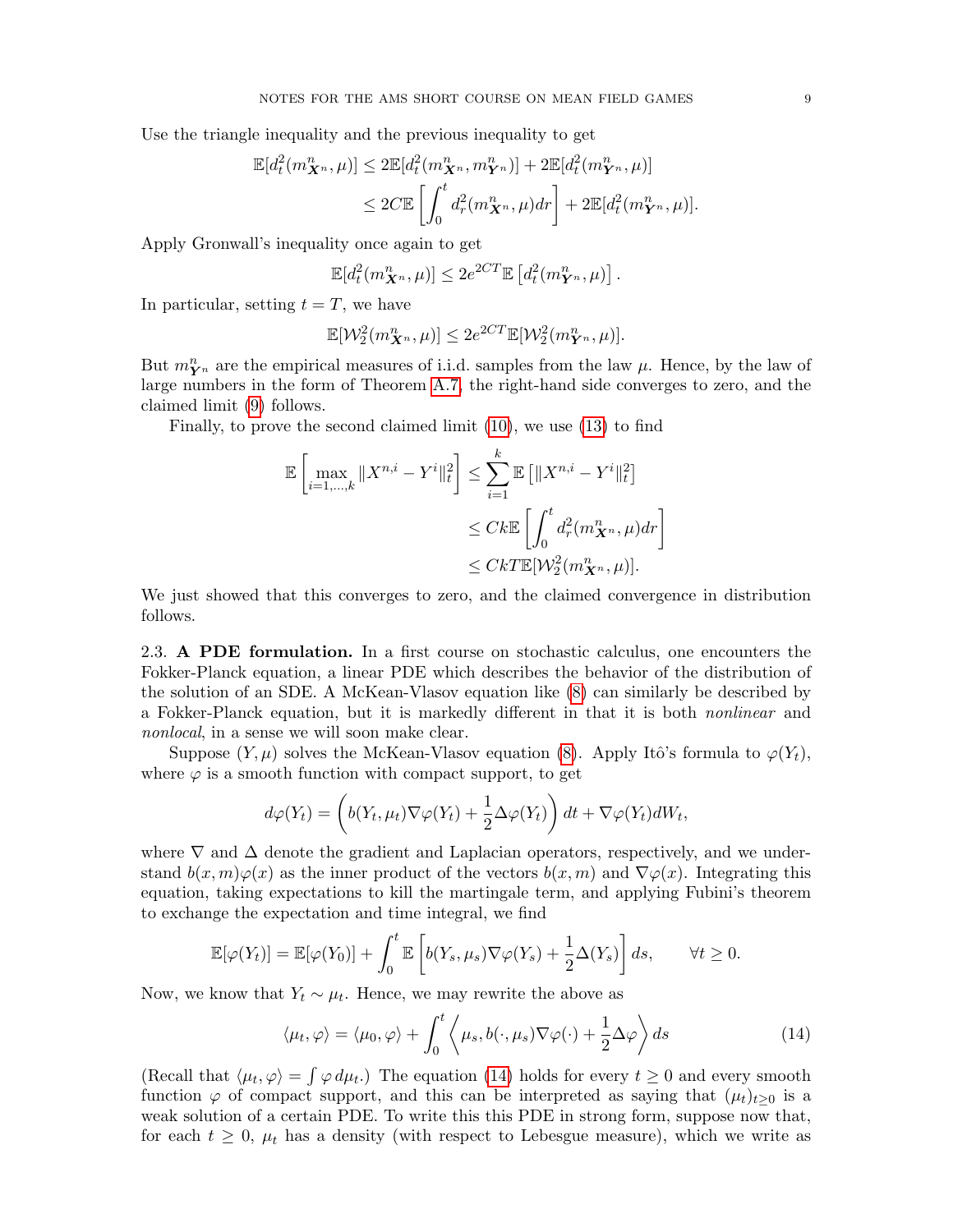Use the triangle inequality and the previous inequality to get

$$\mathbb{E}[d_t^2(m^n_{\boldsymbol{X}^n}, \mu)] \le 2\mathbb{E}[d_t^2(m^n_{\boldsymbol{X}^n}, m^n_{\boldsymbol{Y}^n})] + 2\mathbb{E}[d_t^2(m^n_{\boldsymbol{Y}^n}, \mu)]$$
$$\le 2C\mathbb{E}\left[\int_0^t d_r^2(m^n_{\boldsymbol{X}^n}, \mu)dr\right] + 2\mathbb{E}[d_t^2(m^n_{\boldsymbol{Y}^n}, \mu)].$$

Apply Gronwall's inequality once again to get

$$\mathbb{E}[d_t^2(m^n_{\boldsymbol{X}^n}, \mu)] \le 2e^{2CT}\mathbb{E}\left[d_t^2(m^n_{\boldsymbol{Y}^n}, \mu)\right].$$

In particular, setting $t = T$, we have

$$\mathbb{E}[\mathcal{W}_2^2(m^n_{\boldsymbol{X}^n}, \mu)] \le 2e^{2CT}\mathbb{E}[\mathcal{W}_2^2(m^n_{\boldsymbol{Y}^n}, \mu)].$$

But $m^n_{\boldsymbol{Y}^n}$ are the empirical measures of i.i.d. samples from the law $\mu$. Hence, by the law of large numbers in the form of Theorem A.7, the right-hand side converges to zero, and the claimed limit (9) follows.

Finally, to prove the second claimed limit (10), we use (13) to find

$$\mathbb{E}\left[\max_{i=1,\ldots,k}\|X^{n,i} - Y^i\|_t^2\right] \le \sum_{i=1}^k \mathbb{E}\left[\|X^{n,i} - Y^i\|_t^2\right]$$
$$\le Ck\mathbb{E}\left[\int_0^t d_r^2(m^n_{\boldsymbol{X}^n}, \mu)dr\right]$$
$$\le CkT\mathbb{E}[\mathcal{W}_2^2(m^n_{\boldsymbol{X}^n}, \mu)].$$

We just showed that this converges to zero, and the claimed convergence in distribution follows.

2.3. **A PDE formulation.** In a first course on stochastic calculus, one encounters the Fokker-Planck equation, a linear PDE which describes the behavior of the distribution of the solution of an SDE. A McKean-Vlasov equation like (8) can similarly be described by a Fokker-Planck equation, but it is markedly different in that it is both *nonlinear* and *nonlocal*, in a sense we will soon make clear.

Suppose $(Y, \mu)$ solves the McKean-Vlasov equation (8). Apply Itô's formula to $\varphi(Y_t)$, where $\varphi$ is a smooth function with compact support, to get

$$d\varphi(Y_t) = \left(b(Y_t, \mu_t)\nabla\varphi(Y_t) + \frac{1}{2}\Delta\varphi(Y_t)\right)dt + \nabla\varphi(Y_t)dW_t,$$

where $\nabla$ and $\Delta$ denote the gradient and Laplacian operators, respectively, and we understand $b(x, m)\varphi(x)$ as the inner product of the vectors $b(x, m)$ and $\nabla\varphi(x)$. Integrating this equation, taking expectations to kill the martingale term, and applying Fubini's theorem to exchange the expectation and time integral, we find

$$\mathbb{E}[\varphi(Y_t)] = \mathbb{E}[\varphi(Y_0)] + \int_0^t \mathbb{E}\left[b(Y_s, \mu_s)\nabla\varphi(Y_s) + \frac{1}{2}\Delta(Y_s)\right]ds, \qquad \forall t \ge 0.$$

Now, we know that $Y_t \sim \mu_t$. Hence, we may rewrite the above as

$$\langle \mu_t, \varphi\rangle = \langle \mu_0, \varphi\rangle + \int_0^t \left\langle \mu_s, b(\cdot, \mu_s)\nabla\varphi(\cdot) + \frac{1}{2}\Delta\varphi\right\rangle ds \tag{14}$$

(Recall that $\langle \mu_t, \varphi\rangle = \int \varphi\, d\mu_t$.) The equation (14) holds for every $t \ge 0$ and every smooth function $\varphi$ of compact support, and this can be interpreted as saying that $(\mu_t)_{t\ge 0}$ is a weak solution of a certain PDE. To write this this PDE in strong form, suppose now that, for each $t \ge 0$, $\mu_t$ has a density (with respect to Lebesgue measure), which we write as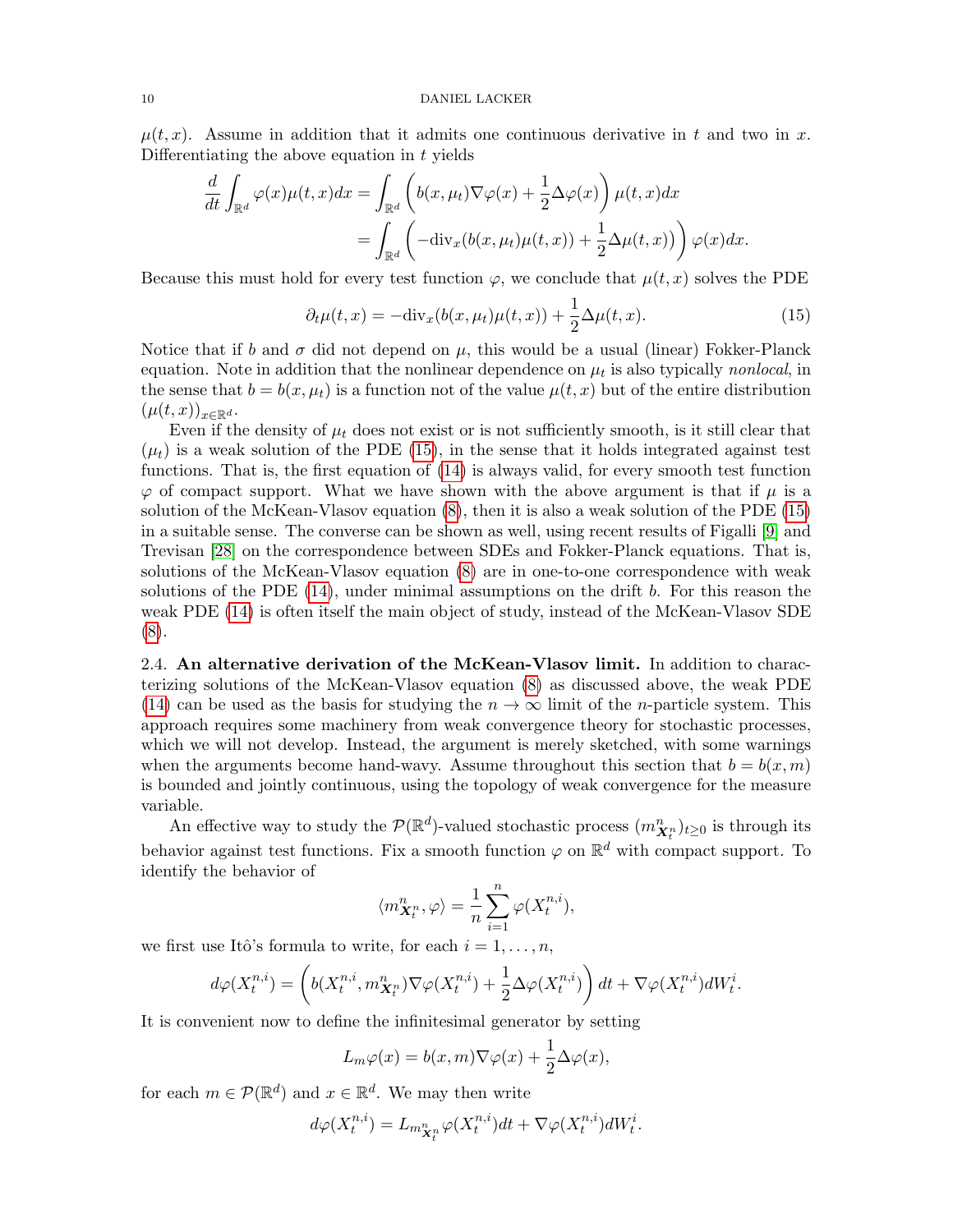$\mu(t,x)$. Assume in addition that it admits one continuous derivative in $t$ and two in $x$. Differentiating the above equation in $t$ yields

$$\begin{aligned}\frac{d}{dt}\int_{\mathbb{R}^d}\varphi(x)\mu(t,x)dx &= \int_{\mathbb{R}^d}\left(b(x,\mu_t)\nabla\varphi(x)+\frac{1}{2}\Delta\varphi(x)\right)\mu(t,x)dx \\ &= \int_{\mathbb{R}^d}\left(-\mathrm{div}_x(b(x,\mu_t)\mu(t,x))+\frac{1}{2}\Delta\mu(t,x)\right)\varphi(x)dx.\end{aligned}$$

Because this must hold for every test function $\varphi$, we conclude that $\mu(t,x)$ solves the PDE

$$\partial_t\mu(t,x) = -\mathrm{div}_x(b(x,\mu_t)\mu(t,x)) + \frac{1}{2}\Delta\mu(t,x). \tag{15}$$

Notice that if $b$ and $\sigma$ did not depend on $\mu$, this would be a usual (linear) Fokker-Planck equation. Note in addition that the nonlinear dependence on $\mu_t$ is also typically *nonlocal*, in the sense that $b = b(x,\mu_t)$ is a function not of the value $\mu(t,x)$ but of the entire distribution $(\mu(t,x))_{x\in\mathbb{R}^d}$.

Even if the density of $\mu_t$ does not exist or is not sufficiently smooth, is it still clear that $(\mu_t)$ is a weak solution of the PDE (15), in the sense that it holds integrated against test functions. That is, the first equation of (14) is always valid, for every smooth test function $\varphi$ of compact support. What we have shown with the above argument is that if $\mu$ is a solution of the McKean-Vlasov equation (8), then it is also a weak solution of the PDE (15) in a suitable sense. The converse can be shown as well, using recent results of Figalli [9] and Trevisan [28] on the correspondence between SDEs and Fokker-Planck equations. That is, solutions of the McKean-Vlasov equation (8) are in one-to-one correspondence with weak solutions of the PDE (14), under minimal assumptions on the drift $b$. For this reason the weak PDE (14) is often itself the main object of study, instead of the McKean-Vlasov SDE (8).

2.4. **An alternative derivation of the McKean-Vlasov limit.** In addition to characterizing solutions of the McKean-Vlasov equation (8) as discussed above, the weak PDE (14) can be used as the basis for studying the $n\to\infty$ limit of the $n$-particle system. This approach requires some machinery from weak convergence theory for stochastic processes, which we will not develop. Instead, the argument is merely sketched, with some warnings when the arguments become hand-wavy. Assume throughout this section that $b = b(x,m)$ is bounded and jointly continuous, using the topology of weak convergence for the measure variable.

An effective way to study the $\mathcal{P}(\mathbb{R}^d)$-valued stochastic process $(m^n_{\boldsymbol{X}^n_t})_{t\ge 0}$ is through its behavior against test functions. Fix a smooth function $\varphi$ on $\mathbb{R}^d$ with compact support. To identify the behavior of

$$\langle m^n_{\boldsymbol{X}^n_t}, \varphi\rangle = \frac{1}{n}\sum_{i=1}^n \varphi(X^{n,i}_t),$$

we first use Itô's formula to write, for each $i = 1,\ldots,n$,

$$d\varphi(X^{n,i}_t) = \left(b(X^{n,i}_t, m^n_{\boldsymbol{X}^n_t})\nabla\varphi(X^{n,i}_t) + \frac{1}{2}\Delta\varphi(X^{n,i}_t)\right)dt + \nabla\varphi(X^{n,i}_t)dW^i_t.$$

It is convenient now to define the infinitesimal generator by setting

$$L_m\varphi(x) = b(x,m)\nabla\varphi(x) + \frac{1}{2}\Delta\varphi(x),$$

for each $m\in\mathcal{P}(\mathbb{R}^d)$ and $x\in\mathbb{R}^d$. We may then write

$$d\varphi(X^{n,i}_t) = L_{m^n_{\boldsymbol{X}^n_t}}\varphi(X^{n,i}_t)dt + \nabla\varphi(X^{n,i}_t)dW^i_t.$$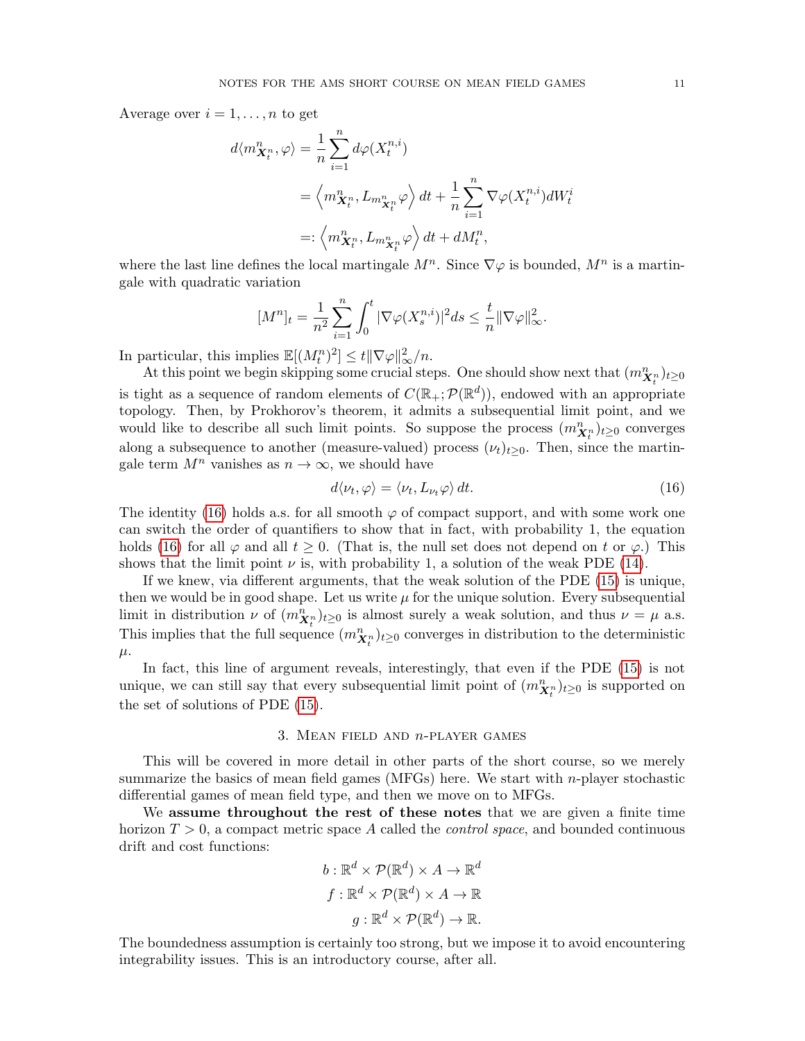Average over $i = 1, \dots, n$ to get

$$
\begin{aligned}
d\langle m^n_{\boldsymbol{X}^n_t}, \varphi \rangle &= \frac{1}{n}\sum_{i=1}^n d\varphi(X^{n,i}_t) \\
&= \left\langle m^n_{\boldsymbol{X}^n_t}, L_{m^n_{\boldsymbol{X}^n_t}} \varphi \right\rangle dt + \frac{1}{n}\sum_{i=1}^n \nabla\varphi(X^{n,i}_t) dW^i_t \\
&=: \left\langle m^n_{\boldsymbol{X}^n_t}, L_{m^n_{\boldsymbol{X}^n_t}} \varphi \right\rangle dt + dM^n_t,
\end{aligned}
$$

where the last line defines the local martingale $M^n$. Since $\nabla\varphi$ is bounded, $M^n$ is a martingale with quadratic variation

$$
[M^n]_t = \frac{1}{n^2}\sum_{i=1}^n \int_0^t |\nabla\varphi(X^{n,i}_s)|^2 ds \le \frac{t}{n}\|\nabla\varphi\|^2_\infty.
$$

In particular, this implies $\mathbb{E}[(M^n_t)^2] \le t\|\nabla\varphi\|^2_\infty/n$.

At this point we begin skipping some crucial steps. One should show next that $(m^n_{\boldsymbol{X}^n_t})_{t\ge 0}$ is tight as a sequence of random elements of $C(\mathbb{R}_+; \mathcal{P}(\mathbb{R}^d))$, endowed with an appropriate topology. Then, by Prokhorov's theorem, it admits a subsequential limit point, and we would like to describe all such limit points. So suppose the process $(m^n_{\boldsymbol{X}^n_t})_{t\ge 0}$ converges along a subsequence to another (measure-valued) process $(\nu_t)_{t\ge 0}$. Then, since the martingale term $M^n$ vanishes as $n \to \infty$, we should have

$$
d\langle \nu_t, \varphi \rangle = \langle \nu_t, L_{\nu_t}\varphi \rangle \, dt. \tag{16}
$$

The identity (16) holds a.s. for all smooth $\varphi$ of compact support, and with some work one can switch the order of quantifiers to show that in fact, with probability 1, the equation holds (16) for all $\varphi$ and all $t \ge 0$. (That is, the null set does not depend on $t$ or $\varphi$.) This shows that the limit point $\nu$ is, with probability 1, a solution of the weak PDE (14).

If we knew, via different arguments, that the weak solution of the PDE (15) is unique, then we would be in good shape. Let us write $\mu$ for the unique solution. Every subsequential limit in distribution $\nu$ of $(m^n_{\boldsymbol{X}^n_t})_{t\ge 0}$ is almost surely a weak solution, and thus $\nu = \mu$ a.s. This implies that the full sequence $(m^n_{\boldsymbol{X}^n_t})_{t\ge 0}$ converges in distribution to the deterministic $\mu$.

In fact, this line of argument reveals, interestingly, that even if the PDE (15) is not unique, we can still say that every subsequential limit point of $(m^n_{\boldsymbol{X}^n_t})_{t\ge 0}$ is supported on the set of solutions of PDE (15).

## 3. Mean field and $n$-player games

This will be covered in more detail in other parts of the short course, so we merely summarize the basics of mean field games (MFGs) here. We start with $n$-player stochastic differential games of mean field type, and then we move on to MFGs.

We **assume throughout the rest of these notes** that we are given a finite time horizon $T > 0$, a compact metric space $A$ called the *control space*, and bounded continuous drift and cost functions:

$$
\begin{aligned}
b &: \mathbb{R}^d \times \mathcal{P}(\mathbb{R}^d) \times A \to \mathbb{R}^d \\
f &: \mathbb{R}^d \times \mathcal{P}(\mathbb{R}^d) \times A \to \mathbb{R} \\
g &: \mathbb{R}^d \times \mathcal{P}(\mathbb{R}^d) \to \mathbb{R}.
\end{aligned}
$$

The boundedness assumption is certainly too strong, but we impose it to avoid encountering integrability issues. This is an introductory course, after all.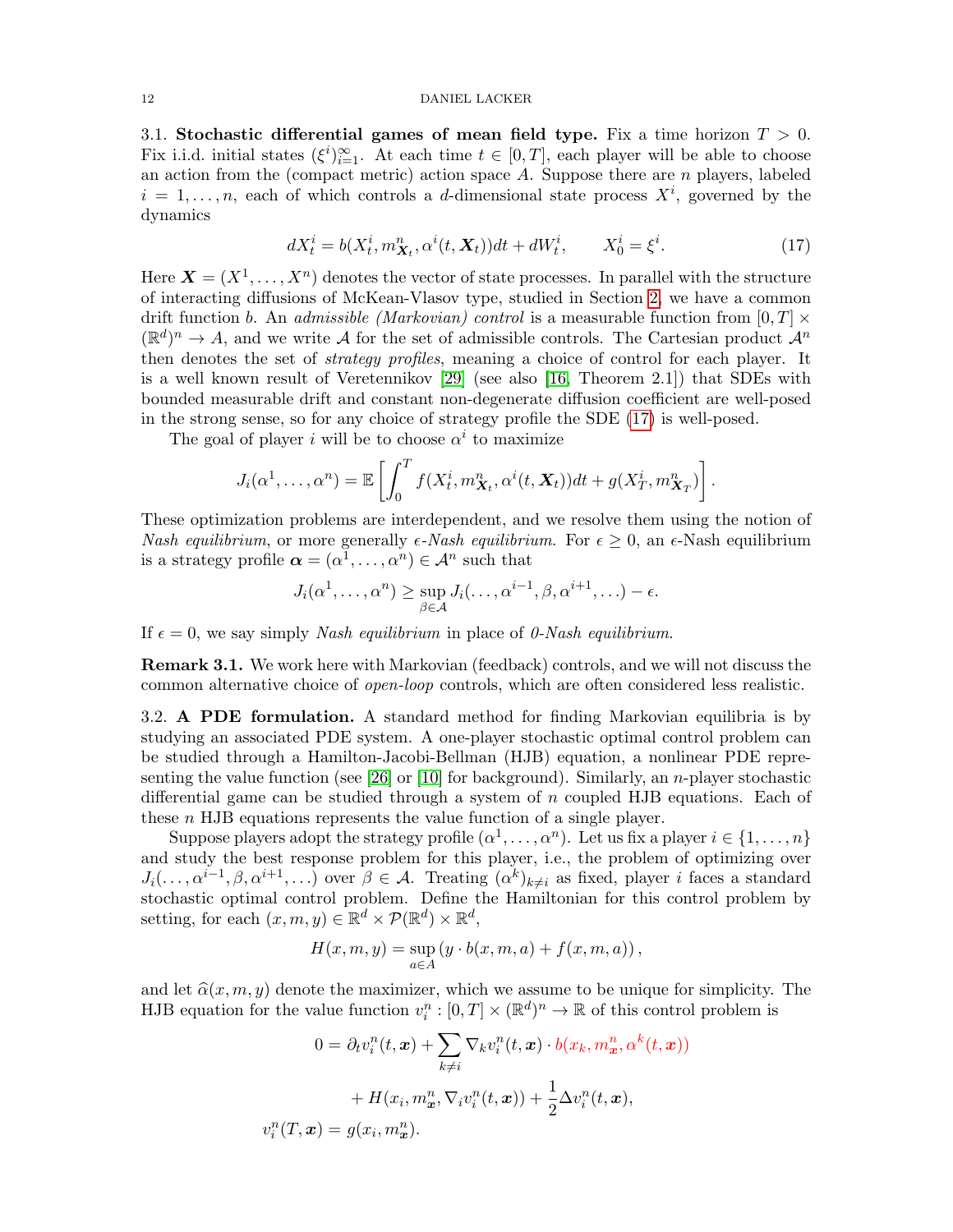3.1. **Stochastic differential games of mean field type.** Fix a time horizon $T > 0$. Fix i.i.d. initial states $(\xi^i)_{i=1}^\infty$. At each time $t \in [0,T]$, each player will be able to choose an action from the (compact metric) action space $A$. Suppose there are $n$ players, labeled $i = 1, \ldots, n$, each of which controls a $d$-dimensional state process $X^i$, governed by the dynamics

$$dX^i_t = b(X^i_t, m^n_{\boldsymbol{X}_t}, \alpha^i(t, \boldsymbol{X}_t))dt + dW^i_t, \qquad X^i_0 = \xi^i. \tag{17}$$

Here $\boldsymbol{X} = (X^1, \ldots, X^n)$ denotes the vector of state processes. In parallel with the structure of interacting diffusions of McKean-Vlasov type, studied in Section 2, we have a common drift function $b$. An *admissible (Markovian) control* is a measurable function from $[0,T] \times (\mathbb{R}^d)^n \to A$, and we write $\mathcal{A}$ for the set of admissible controls. The Cartesian product $\mathcal{A}^n$ then denotes the set of *strategy profiles*, meaning a choice of control for each player. It is a well known result of Veretennikov [29] (see also [16, Theorem 2.1]) that SDEs with bounded measurable drift and constant non-degenerate diffusion coefficient are well-posed in the strong sense, so for any choice of strategy profile the SDE (17) is well-posed.

The goal of player $i$ will be to choose $\alpha^i$ to maximize

$$J_i(\alpha^1, \ldots, \alpha^n) = \mathbb{E}\left[\int_0^T f(X^i_t, m^n_{\boldsymbol{X}_t}, \alpha^i(t, \boldsymbol{X}_t))dt + g(X^i_T, m^n_{\boldsymbol{X}_T})\right].$$

These optimization problems are interdependent, and we resolve them using the notion of *Nash equilibrium*, or more generally *$\epsilon$-Nash equilibrium*. For $\epsilon \geq 0$, an $\epsilon$-Nash equilibrium is a strategy profile $\boldsymbol{\alpha} = (\alpha^1, \ldots, \alpha^n) \in \mathcal{A}^n$ such that

$$J_i(\alpha^1, \ldots, \alpha^n) \geq \sup_{\beta \in \mathcal{A}} J_i(\ldots, \alpha^{i-1}, \beta, \alpha^{i+1}, \ldots) - \epsilon.$$

If $\epsilon = 0$, we say simply *Nash equilibrium* in place of *0-Nash equilibrium*.

**Remark 3.1.** We work here with Markovian (feedback) controls, and we will not discuss the common alternative choice of *open-loop* controls, which are often considered less realistic.

3.2. **A PDE formulation.** A standard method for finding Markovian equilibria is by studying an associated PDE system. A one-player stochastic optimal control problem can be studied through a Hamilton-Jacobi-Bellman (HJB) equation, a nonlinear PDE representing the value function (see [26] or [10] for background). Similarly, an $n$-player stochastic differential game can be studied through a system of $n$ coupled HJB equations. Each of these $n$ HJB equations represents the value function of a single player.

Suppose players adopt the strategy profile $(\alpha^1, \ldots, \alpha^n)$. Let us fix a player $i \in \{1, \ldots, n\}$ and study the best response problem for this player, i.e., the problem of optimizing over $J_i(\ldots, \alpha^{i-1}, \beta, \alpha^{i+1}, \ldots)$ over $\beta \in \mathcal{A}$. Treating $(\alpha^k)_{k \neq i}$ as fixed, player $i$ faces a standard stochastic optimal control problem. Define the Hamiltonian for this control problem by setting, for each $(x, m, y) \in \mathbb{R}^d \times \mathcal{P}(\mathbb{R}^d) \times \mathbb{R}^d$,

$$H(x, m, y) = \sup_{a \in A}\left(y \cdot b(x, m, a) + f(x, m, a)\right),$$

and let $\widehat{\alpha}(x, m, y)$ denote the maximizer, which we assume to be unique for simplicity. The HJB equation for the value function $v^n_i : [0,T] \times (\mathbb{R}^d)^n \to \mathbb{R}$ of this control problem is

$$\begin{aligned}
0 &= \partial_t v^n_i(t, \boldsymbol{x}) + \sum_{k \neq i} \nabla_k v^n_i(t, \boldsymbol{x}) \cdot b(x_k, m^n_{\boldsymbol{x}}, \alpha^k(t, \boldsymbol{x})) \\
&\quad + H(x_i, m^n_{\boldsymbol{x}}, \nabla_i v^n_i(t, \boldsymbol{x})) + \frac{1}{2}\Delta v^n_i(t, \boldsymbol{x}), \\
v^n_i(T, \boldsymbol{x}) &= g(x_i, m^n_{\boldsymbol{x}}).
\end{aligned}$$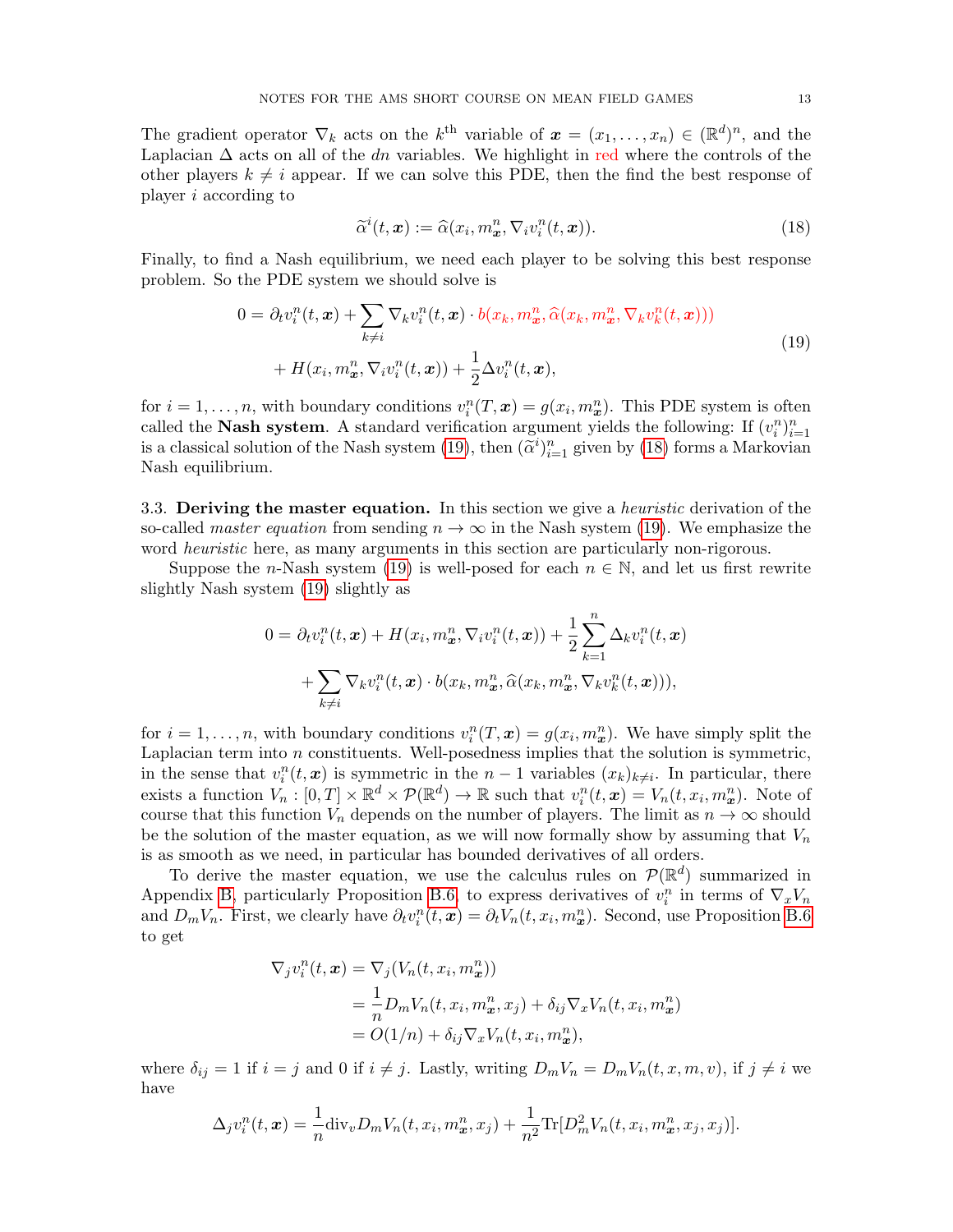The gradient operator $\nabla_k$ acts on the $k^{\text{th}}$ variable of $\boldsymbol{x} = (x_1, \ldots, x_n) \in (\mathbb{R}^d)^n$, and the Laplacian $\Delta$ acts on all of the $dn$ variables. We highlight in red where the controls of the other players $k \neq i$ appear. If we can solve this PDE, then the find the best response of player $i$ according to

$$\widetilde{\alpha}^i(t, \boldsymbol{x}) := \widehat{\alpha}(x_i, m^n_{\boldsymbol{x}}, \nabla_i v^n_i(t, \boldsymbol{x})). \tag{18}$$

Finally, to find a Nash equilibrium, we need each player to be solving this best response problem. So the PDE system we should solve is

$$\begin{aligned} 0 = \partial_t v^n_i(t, \boldsymbol{x}) &+ \sum_{k \neq i} \nabla_k v^n_i(t, \boldsymbol{x}) \cdot b(x_k, m^n_{\boldsymbol{x}}, \widehat{\alpha}(x_k, m^n_{\boldsymbol{x}}, \nabla_k v^n_k(t, \boldsymbol{x}))) \\ &+ H(x_i, m^n_{\boldsymbol{x}}, \nabla_i v^n_i(t, \boldsymbol{x})) + \frac{1}{2} \Delta v^n_i(t, \boldsymbol{x}), \end{aligned} \tag{19}$$

for $i = 1, \ldots, n$, with boundary conditions $v^n_i(T, \boldsymbol{x}) = g(x_i, m^n_{\boldsymbol{x}})$. This PDE system is often called the **Nash system**. A standard verification argument yields the following: If $(v^n_i)^n_{i=1}$ is a classical solution of the Nash system (19), then $(\widetilde{\alpha}^i)^n_{i=1}$ given by (18) forms a Markovian Nash equilibrium.

3.3. **Deriving the master equation.** In this section we give a *heuristic* derivation of the so-called *master equation* from sending $n \to \infty$ in the Nash system (19). We emphasize the word *heuristic* here, as many arguments in this section are particularly non-rigorous.

Suppose the $n$-Nash system (19) is well-posed for each $n \in \mathbb{N}$, and let us first rewrite slightly Nash system (19) slightly as

$$\begin{aligned} 0 = \partial_t v^n_i(t, \boldsymbol{x}) &+ H(x_i, m^n_{\boldsymbol{x}}, \nabla_i v^n_i(t, \boldsymbol{x})) + \frac{1}{2} \sum_{k=1}^n \Delta_k v^n_i(t, \boldsymbol{x}) \\ &+ \sum_{k \neq i} \nabla_k v^n_i(t, \boldsymbol{x}) \cdot b(x_k, m^n_{\boldsymbol{x}}, \widehat{\alpha}(x_k, m^n_{\boldsymbol{x}}, \nabla_k v^n_k(t, \boldsymbol{x}))), \end{aligned}$$

for $i = 1, \ldots, n$, with boundary conditions $v^n_i(T, \boldsymbol{x}) = g(x_i, m^n_{\boldsymbol{x}})$. We have simply split the Laplacian term into $n$ constituents. Well-posedness implies that the solution is symmetric, in the sense that $v^n_i(t, \boldsymbol{x})$ is symmetric in the $n-1$ variables $(x_k)_{k \neq i}$. In particular, there exists a function $V_n : [0, T] \times \mathbb{R}^d \times \mathcal{P}(\mathbb{R}^d) \to \mathbb{R}$ such that $v^n_i(t, \boldsymbol{x}) = V_n(t, x_i, m^n_{\boldsymbol{x}})$. Note of course that this function $V_n$ depends on the number of players. The limit as $n \to \infty$ should be the solution of the master equation, as we will now formally show by assuming that $V_n$ is as smooth as we need, in particular has bounded derivatives of all orders.

To derive the master equation, we use the calculus rules on $\mathcal{P}(\mathbb{R}^d)$ summarized in Appendix B, particularly Proposition B.6, to express derivatives of $v^n_i$ in terms of $\nabla_x V_n$ and $D_m V_n$. First, we clearly have $\partial_t v^n_i(t, \boldsymbol{x}) = \partial_t V_n(t, x_i, m^n_{\boldsymbol{x}})$. Second, use Proposition B.6 to get

$$\begin{aligned} \nabla_j v^n_i(t, \boldsymbol{x}) &= \nabla_j (V_n(t, x_i, m^n_{\boldsymbol{x}})) \\ &= \frac{1}{n} D_m V_n(t, x_i, m^n_{\boldsymbol{x}}, x_j) + \delta_{ij} \nabla_x V_n(t, x_i, m^n_{\boldsymbol{x}}) \\ &= O(1/n) + \delta_{ij} \nabla_x V_n(t, x_i, m^n_{\boldsymbol{x}}), \end{aligned}$$

where $\delta_{ij} = 1$ if $i = j$ and 0 if $i \neq j$. Lastly, writing $D_m V_n = D_m V_n(t, x, m, v)$, if $j \neq i$ we have

$$\Delta_j v^n_i(t, \boldsymbol{x}) = \frac{1}{n} \mathrm{div}_v D_m V_n(t, x_i, m^n_{\boldsymbol{x}}, x_j) + \frac{1}{n^2} \mathrm{Tr}[D^2_m V_n(t, x_i, m^n_{\boldsymbol{x}}, x_j, x_j)].$$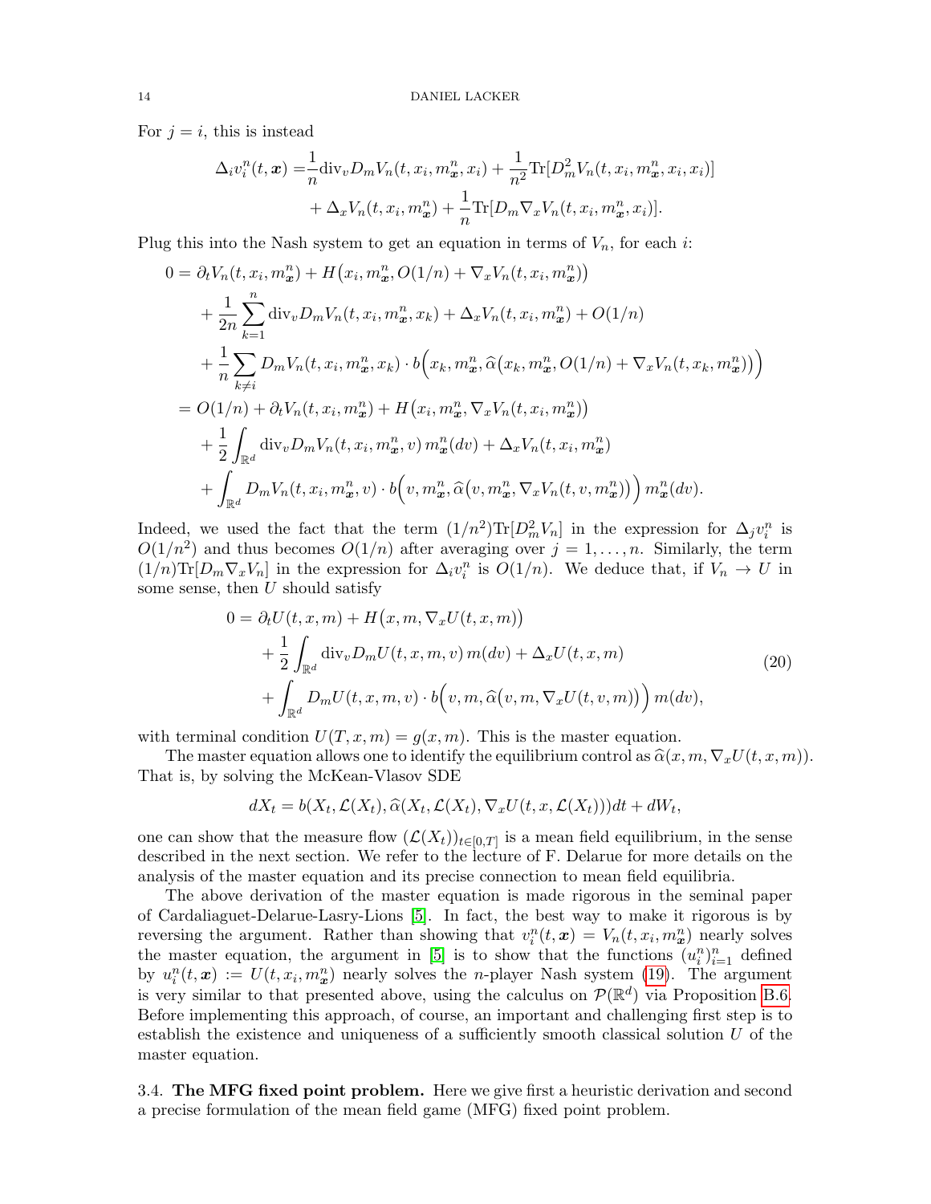For $j = i$, this is instead

$$
\begin{aligned}
\Delta_i v_i^n(t, \boldsymbol{x}) =& \frac{1}{n} \mathrm{div}_v D_m V_n(t, x_i, m_{\boldsymbol{x}}^n, x_i) + \frac{1}{n^2} \mathrm{Tr}[D_m^2 V_n(t, x_i, m_{\boldsymbol{x}}^n, x_i, x_i)] \\
&+ \Delta_x V_n(t, x_i, m_{\boldsymbol{x}}^n) + \frac{1}{n} \mathrm{Tr}[D_m \nabla_x V_n(t, x_i, m_{\boldsymbol{x}}^n, x_i)].
\end{aligned}
$$

Plug this into the Nash system to get an equation in terms of $V_n$, for each $i$:

$$
\begin{aligned}
0 =& \ \partial_t V_n(t, x_i, m_{\boldsymbol{x}}^n) + H\big(x_i, m_{\boldsymbol{x}}^n, O(1/n) + \nabla_x V_n(t, x_i, m_{\boldsymbol{x}}^n)\big) \\
&+ \frac{1}{2n} \sum_{k=1}^n \mathrm{div}_v D_m V_n(t, x_i, m_{\boldsymbol{x}}^n, x_k) + \Delta_x V_n(t, x_i, m_{\boldsymbol{x}}^n) + O(1/n) \\
&+ \frac{1}{n} \sum_{k \neq i} D_m V_n(t, x_i, m_{\boldsymbol{x}}^n, x_k) \cdot b\Big(x_k, m_{\boldsymbol{x}}^n, \widehat{\alpha}\big(x_k, m_{\boldsymbol{x}}^n, O(1/n) + \nabla_x V_n(t, x_k, m_{\boldsymbol{x}}^n)\big)\Big) \\
=& \ O(1/n) + \partial_t V_n(t, x_i, m_{\boldsymbol{x}}^n) + H\big(x_i, m_{\boldsymbol{x}}^n, \nabla_x V_n(t, x_i, m_{\boldsymbol{x}}^n)\big) \\
&+ \frac{1}{2} \int_{\mathbb{R}^d} \mathrm{div}_v D_m V_n(t, x_i, m_{\boldsymbol{x}}^n, v) \, m_{\boldsymbol{x}}^n(dv) + \Delta_x V_n(t, x_i, m_{\boldsymbol{x}}^n) \\
&+ \int_{\mathbb{R}^d} D_m V_n(t, x_i, m_{\boldsymbol{x}}^n, v) \cdot b\Big(v, m_{\boldsymbol{x}}^n, \widehat{\alpha}\big(v, m_{\boldsymbol{x}}^n, \nabla_x V_n(t, v, m_{\boldsymbol{x}}^n)\big)\Big) \, m_{\boldsymbol{x}}^n(dv).
\end{aligned}
$$

Indeed, we used the fact that the term $(1/n^2)\mathrm{Tr}[D_m^2 V_n]$ in the expression for $\Delta_j v_i^n$ is $O(1/n^2)$ and thus becomes $O(1/n)$ after averaging over $j = 1, \ldots, n$. Similarly, the term $(1/n)\mathrm{Tr}[D_m \nabla_x V_n]$ in the expression for $\Delta_i v_i^n$ is $O(1/n)$. We deduce that, if $V_n \to U$ in some sense, then $U$ should satisfy

$$
\begin{aligned}
0 =& \ \partial_t U(t, x, m) + H\big(x, m, \nabla_x U(t, x, m)\big) \\
&+ \frac{1}{2} \int_{\mathbb{R}^d} \mathrm{div}_v D_m U(t, x, m, v) \, m(dv) + \Delta_x U(t, x, m) \\
&+ \int_{\mathbb{R}^d} D_m U(t, x, m, v) \cdot b\Big(v, m, \widehat{\alpha}\big(v, m, \nabla_x U(t, v, m)\big)\Big) \, m(dv),
\end{aligned} \tag{20}
$$

with terminal condition $U(T, x, m) = g(x, m)$. This is the master equation.

The master equation allows one to identify the equilibrium control as $\widehat{\alpha}(x, m, \nabla_x U(t, x, m))$. That is, by solving the McKean-Vlasov SDE

$$
dX_t = b(X_t, \mathcal{L}(X_t), \widehat{\alpha}(X_t, \mathcal{L}(X_t), \nabla_x U(t, x, \mathcal{L}(X_t)))dt + dW_t,
$$

one can show that the measure flow $(\mathcal{L}(X_t))_{t \in [0,T]}$ is a mean field equilibrium, in the sense described in the next section. We refer to the lecture of F. Delarue for more details on the analysis of the master equation and its precise connection to mean field equilibria.

The above derivation of the master equation is made rigorous in the seminal paper of Cardaliaguet-Delarue-Lasry-Lions [5]. In fact, the best way to make it rigorous is by reversing the argument. Rather than showing that $v_i^n(t, \boldsymbol{x}) = V_n(t, x_i, m_{\boldsymbol{x}}^n)$ nearly solves the master equation, the argument in [5] is to show that the functions $(u_i^n)_{i=1}^n$ defined by $u_i^n(t, \boldsymbol{x}) := U(t, x_i, m_{\boldsymbol{x}}^n)$ nearly solves the $n$-player Nash system (19). The argument is very similar to that presented above, using the calculus on $\mathcal{P}(\mathbb{R}^d)$ via Proposition B.6. Before implementing this approach, of course, an important and challenging first step is to establish the existence and uniqueness of a sufficiently smooth classical solution $U$ of the master equation.

3.4. **The MFG fixed point problem.** Here we give first a heuristic derivation and second a precise formulation of the mean field game (MFG) fixed point problem.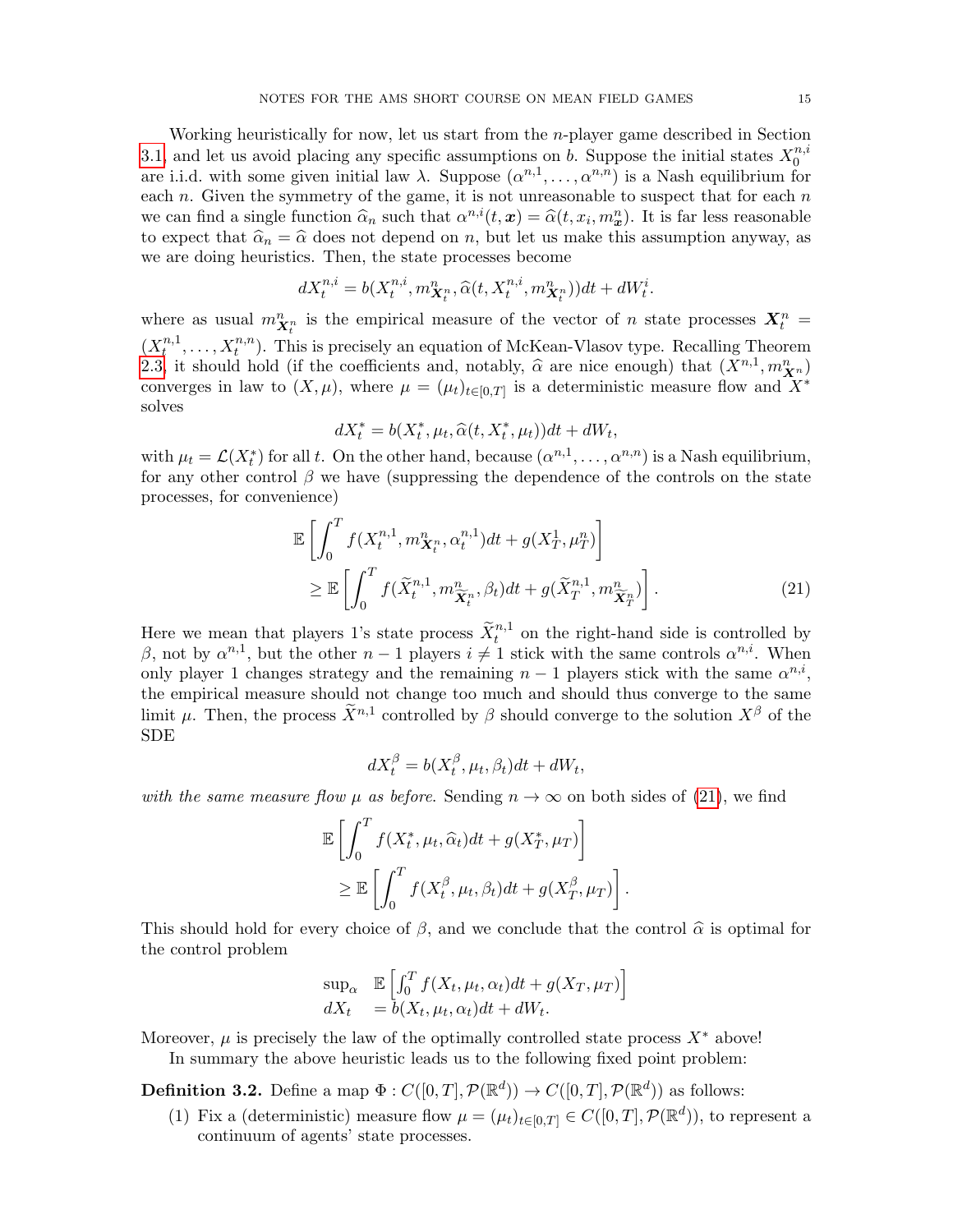Working heuristically for now, let us start from the $n$-player game described in Section 3.1, and let us avoid placing any specific assumptions on $b$. Suppose the initial states $X_0^{n,i}$ are i.i.d. with some given initial law $\lambda$. Suppose $(\alpha^{n,1}, \ldots, \alpha^{n,n})$ is a Nash equilibrium for each $n$. Given the symmetry of the game, it is not unreasonable to suspect that for each $n$ we can find a single function $\widehat{\alpha}_n$ such that $\alpha^{n,i}(t, \boldsymbol{x}) = \widehat{\alpha}(t, x_i, m^n_{\boldsymbol{x}})$. It is far less reasonable to expect that $\widehat{\alpha}_n = \widehat{\alpha}$ does not depend on $n$, but let us make this assumption anyway, as we are doing heuristics. Then, the state processes become

$$dX_t^{n,i} = b(X_t^{n,i}, m^n_{\boldsymbol{X}_t^n}, \widehat{\alpha}(t, X_t^{n,i}, m^n_{\boldsymbol{X}_t^n}))dt + dW_t^i.$$

where as usual $m^n_{\boldsymbol{X}_t^n}$ is the empirical measure of the vector of $n$ state processes $\boldsymbol{X}_t^n = (X_t^{n,1}, \ldots, X_t^{n,n})$. This is precisely an equation of McKean-Vlasov type. Recalling Theorem 2.3, it should hold (if the coefficients and, notably, $\widehat{\alpha}$ are nice enough) that $(X^{n,1}, m^n_{\boldsymbol{X}^n})$ converges in law to $(X, \mu)$, where $\mu = (\mu_t)_{t \in [0,T]}$ is a deterministic measure flow and $X^*$ solves

$$dX_t^* = b(X_t^*, \mu_t, \widehat{\alpha}(t, X_t^*, \mu_t))dt + dW_t,$$

with $\mu_t = \mathcal{L}(X_t^*)$ for all $t$. On the other hand, because $(\alpha^{n,1}, \ldots, \alpha^{n,n})$ is a Nash equilibrium, for any other control $\beta$ we have (suppressing the dependence of the controls on the state processes, for convenience)

$$\begin{aligned}
&\mathbb{E}\left[\int_0^T f(X_t^{n,1}, m^n_{\boldsymbol{X}_t^n}, \alpha_t^{n,1})dt + g(X_T^1, \mu_T^n)\right] \\
&\qquad \geq \mathbb{E}\left[\int_0^T f(\widetilde{X}_t^{n,1}, m^n_{\widetilde{\boldsymbol{X}}_t^n}, \beta_t)dt + g(\widetilde{X}_T^{n,1}, m^n_{\widetilde{\boldsymbol{X}}_T^n})\right]. \qquad (21)
\end{aligned}$$

Here we mean that players 1's state process $\widetilde{X}_t^{n,1}$ on the right-hand side is controlled by $\beta$, not by $\alpha^{n,1}$, but the other $n-1$ players $i \neq 1$ stick with the same controls $\alpha^{n,i}$. When only player 1 changes strategy and the remaining $n-1$ players stick with the same $\alpha^{n,i}$, the empirical measure should not change too much and should thus converge to the same limit $\mu$. Then, the process $\widetilde{X}^{n,1}$ controlled by $\beta$ should converge to the solution $X^\beta$ of the SDE

$$dX_t^\beta = b(X_t^\beta, \mu_t, \beta_t)dt + dW_t,$$

*with the same measure flow $\mu$ as before.* Sending $n \to \infty$ on both sides of (21), we find

$$\begin{aligned}
&\mathbb{E}\left[\int_0^T f(X_t^*, \mu_t, \widehat{\alpha}_t)dt + g(X_T^*, \mu_T)\right] \\
&\qquad \geq \mathbb{E}\left[\int_0^T f(X_t^\beta, \mu_t, \beta_t)dt + g(X_T^\beta, \mu_T)\right].
\end{aligned}$$

This should hold for every choice of $\beta$, and we conclude that the control $\widehat{\alpha}$ is optimal for the control problem

$$\begin{aligned}
\sup_\alpha \quad & \mathbb{E}\left[\int_0^T f(X_t, \mu_t, \alpha_t)dt + g(X_T, \mu_T)\right] \\
dX_t \quad & = b(X_t, \mu_t, \alpha_t)dt + dW_t.
\end{aligned}$$

Moreover, $\mu$ is precisely the law of the optimally controlled state process $X^*$ above!

In summary the above heuristic leads us to the following fixed point problem:

**Definition 3.2.** Define a map $\Phi : C([0,T], \mathcal{P}(\mathbb{R}^d)) \to C([0,T], \mathcal{P}(\mathbb{R}^d))$ as follows:

(1) Fix a (deterministic) measure flow $\mu = (\mu_t)_{t \in [0,T]} \in C([0,T], \mathcal{P}(\mathbb{R}^d))$, to represent a continuum of agents' state processes.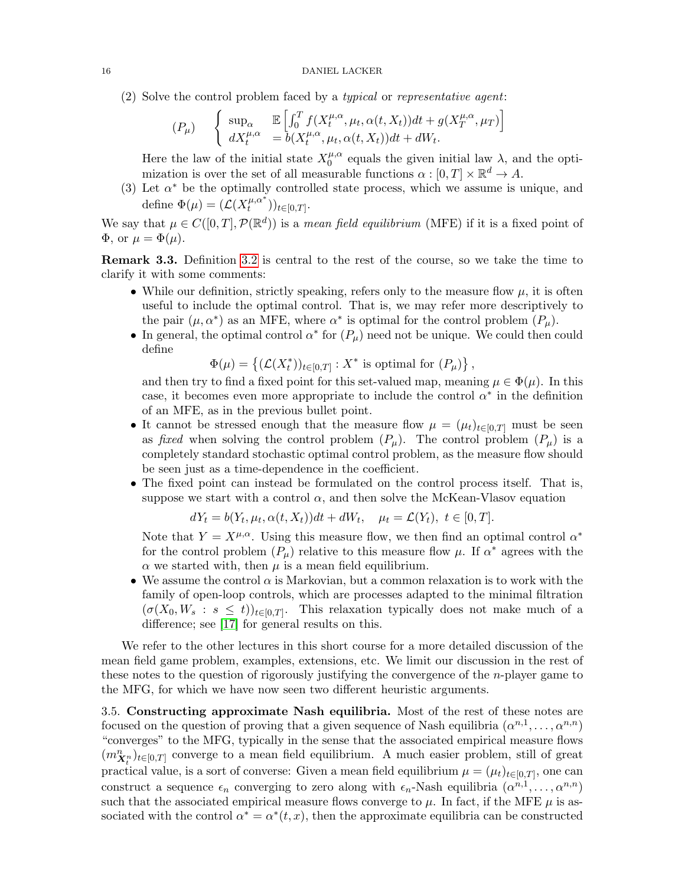(2) Solve the control problem faced by a *typical* or *representative agent*:

$$(P_\mu) \quad \begin{cases} \sup_\alpha & \mathbb{E}\left[\int_0^T f(X_t^{\mu,\alpha}, \mu_t, \alpha(t, X_t))dt + g(X_T^{\mu,\alpha}, \mu_T)\right] \\ dX_t^{\mu,\alpha} & = b(X_t^{\mu,\alpha}, \mu_t, \alpha(t, X_t))dt + dW_t. \end{cases}$$

Here the law of the initial state $X_0^{\mu,\alpha}$ equals the given initial law $\lambda$, and the optimization is over the set of all measurable functions $\alpha : [0,T] \times \mathbb{R}^d \to A$.

(3) Let $\alpha^*$ be the optimally controlled state process, which we assume is unique, and define $\Phi(\mu) = (\mathcal{L}(X_t^{\mu,\alpha^*}))_{t\in[0,T]}$.

We say that $\mu \in C([0,T], \mathcal{P}(\mathbb{R}^d))$ is a *mean field equilibrium* (MFE) if it is a fixed point of $\Phi$, or $\mu = \Phi(\mu)$.

**Remark 3.3.** Definition 3.2 is central to the rest of the course, so we take the time to clarify it with some comments:

- While our definition, strictly speaking, refers only to the measure flow $\mu$, it is often useful to include the optimal control. That is, we may refer more descriptively to the pair $(\mu, \alpha^*)$ as an MFE, where $\alpha^*$ is optimal for the control problem $(P_\mu)$.
- In general, the optimal control $\alpha^*$ for $(P_\mu)$ need not be unique. We could then could define
$$\Phi(\mu) = \left\{(\mathcal{L}(X_t^*))_{t\in[0,T]} : X^* \text{ is optimal for } (P_\mu)\right\},$$
and then try to find a fixed point for this set-valued map, meaning $\mu \in \Phi(\mu)$. In this case, it becomes even more appropriate to include the control $\alpha^*$ in the definition of an MFE, as in the previous bullet point.
- It cannot be stressed enough that the measure flow $\mu = (\mu_t)_{t\in[0,T]}$ must be seen as *fixed* when solving the control problem $(P_\mu)$. The control problem $(P_\mu)$ is a completely standard stochastic optimal control problem, as the measure flow should be seen just as a time-dependence in the coefficient.
- The fixed point can instead be formulated on the control process itself. That is, suppose we start with a control $\alpha$, and then solve the McKean-Vlasov equation
$$dY_t = b(Y_t, \mu_t, \alpha(t, X_t))dt + dW_t, \quad \mu_t = \mathcal{L}(Y_t), \ t \in [0,T].$$
Note that $Y = X^{\mu,\alpha}$. Using this measure flow, we then find an optimal control $\alpha^*$ for the control problem $(P_\mu)$ relative to this measure flow $\mu$. If $\alpha^*$ agrees with the $\alpha$ we started with, then $\mu$ is a mean field equilibrium.
- We assume the control $\alpha$ is Markovian, but a common relaxation is to work with the family of open-loop controls, which are processes adapted to the minimal filtration $(\sigma(X_0, W_s : s \le t))_{t\in[0,T]}$. This relaxation typically does not make much of a difference; see [17] for general results on this.

We refer to the other lectures in this short course for a more detailed discussion of the mean field game problem, examples, extensions, etc. We limit our discussion in the rest of these notes to the question of rigorously justifying the convergence of the $n$-player game to the MFG, for which we have now seen two different heuristic arguments.

3.5. **Constructing approximate Nash equilibria.** Most of the rest of these notes are focused on the question of proving that a given sequence of Nash equilibria $(\alpha^{n,1}, \dots, \alpha^{n,n})$ "converges" to the MFG, typically in the sense that the associated empirical measure flows $(m^n_{\boldsymbol{X}^n_t})_{t\in[0,T]}$ converge to a mean field equilibrium. A much easier problem, still of great practical value, is a sort of converse: Given a mean field equilibrium $\mu = (\mu_t)_{t\in[0,T]}$, one can construct a sequence $\epsilon_n$ converging to zero along with $\epsilon_n$-Nash equilibria $(\alpha^{n,1}, \dots, \alpha^{n,n})$ such that the associated empirical measure flows converge to $\mu$. In fact, if the MFE $\mu$ is associated with the control $\alpha^* = \alpha^*(t,x)$, then the approximate equilibria can be constructed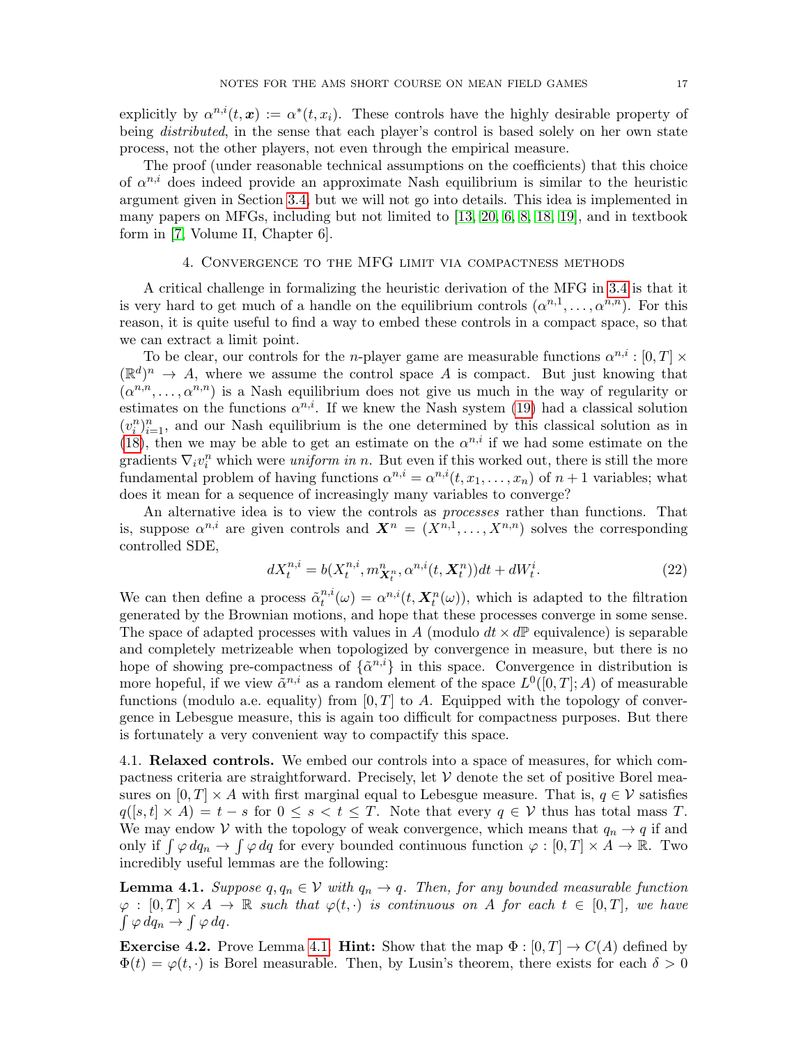explicitly by $\alpha^{n,i}(t, \boldsymbol{x}) := \alpha^*(t, x_i)$. These controls have the highly desirable property of being *distributed*, in the sense that each player's control is based solely on her own state process, not the other players, not even through the empirical measure.

The proof (under reasonable technical assumptions on the coefficients) that this choice of $\alpha^{n,i}$ does indeed provide an approximate Nash equilibrium is similar to the heuristic argument given in Section 3.4, but we will not go into details. This idea is implemented in many papers on MFGs, including but not limited to [13, 20, 6, 8, 18, 19], and in textbook form in [7, Volume II, Chapter 6].

## 4. Convergence to the MFG limit via compactness methods

A critical challenge in formalizing the heuristic derivation of the MFG in 3.4 is that it is very hard to get much of a handle on the equilibrium controls $(\alpha^{n,1}, \dots, \alpha^{n,n})$. For this reason, it is quite useful to find a way to embed these controls in a compact space, so that we can extract a limit point.

To be clear, our controls for the $n$-player game are measurable functions $\alpha^{n,i} : [0, T] \times (\mathbb{R}^d)^n \to A$, where we assume the control space $A$ is compact. But just knowing that $(\alpha^{n,n}, \dots, \alpha^{n,n})$ is a Nash equilibrium does not give us much in the way of regularity or estimates on the functions $\alpha^{n,i}$. If we knew the Nash system (19) had a classical solution $(v_i^n)_{i=1}^n$, and our Nash equilibrium is the one determined by this classical solution as in (18), then we may be able to get an estimate on the $\alpha^{n,i}$ if we had some estimate on the gradients $\nabla_i v_i^n$ which were *uniform in* $n$. But even if this worked out, there is still the more fundamental problem of having functions $\alpha^{n,i} = \alpha^{n,i}(t, x_1, \dots, x_n)$ of $n+1$ variables; what does it mean for a sequence of increasingly many variables to converge?

An alternative idea is to view the controls as *processes* rather than functions. That is, suppose $\alpha^{n,i}$ are given controls and $\boldsymbol{X}^n = (X^{n,1}, \dots, X^{n,n})$ solves the corresponding controlled SDE,

$$dX_t^{n,i} = b(X_t^{n,i}, m_{\boldsymbol{X}_t^n}^n, \alpha^{n,i}(t, \boldsymbol{X}_t^n))dt + dW_t^i. \tag{22}$$

We can then define a process $\tilde{\alpha}_t^{n,i}(\omega) = \alpha^{n,i}(t, \boldsymbol{X}_t^n(\omega))$, which is adapted to the filtration generated by the Brownian motions, and hope that these processes converge in some sense. The space of adapted processes with values in $A$ (modulo $dt \times d\mathbb{P}$ equivalence) is separable and completely metrizeable when topologized by convergence in measure, but there is no hope of showing pre-compactness of $\{\tilde{\alpha}^{n,i}\}$ in this space. Convergence in distribution is more hopeful, if we view $\tilde{\alpha}^{n,i}$ as a random element of the space $L^0([0,T]; A)$ of measurable functions (modulo a.e. equality) from $[0, T]$ to $A$. Equipped with the topology of convergence in Lebesgue measure, this is again too difficult for compactness purposes. But there is fortunately a very convenient way to compactify this space.

### 4.1. **Relaxed controls.**

We embed our controls into a space of measures, for which compactness criteria are straightforward. Precisely, let $\mathcal{V}$ denote the set of positive Borel measures on $[0, T] \times A$ with first marginal equal to Lebesgue measure. That is, $q \in \mathcal{V}$ satisfies $q([s, t] \times A) = t - s$ for $0 \le s < t \le T$. Note that every $q \in \mathcal{V}$ thus has total mass $T$. We may endow $\mathcal{V}$ with the topology of weak convergence, which means that $q_n \to q$ if and only if $\int \varphi \, dq_n \to \int \varphi \, dq$ for every bounded continuous function $\varphi : [0, T] \times A \to \mathbb{R}$. Two incredibly useful lemmas are the following:

**Lemma 4.1.** *Suppose $q, q_n \in \mathcal{V}$ with $q_n \to q$. Then, for any bounded measurable function $\varphi : [0, T] \times A \to \mathbb{R}$ such that $\varphi(t, \cdot)$ is continuous on $A$ for each $t \in [0, T]$, we have $\int \varphi \, dq_n \to \int \varphi \, dq$.*

**Exercise 4.2.** Prove Lemma 4.1. **Hint:** Show that the map $\Phi : [0, T] \to C(A)$ defined by $\Phi(t) = \varphi(t, \cdot)$ is Borel measurable. Then, by Lusin's theorem, there exists for each $\delta > 0$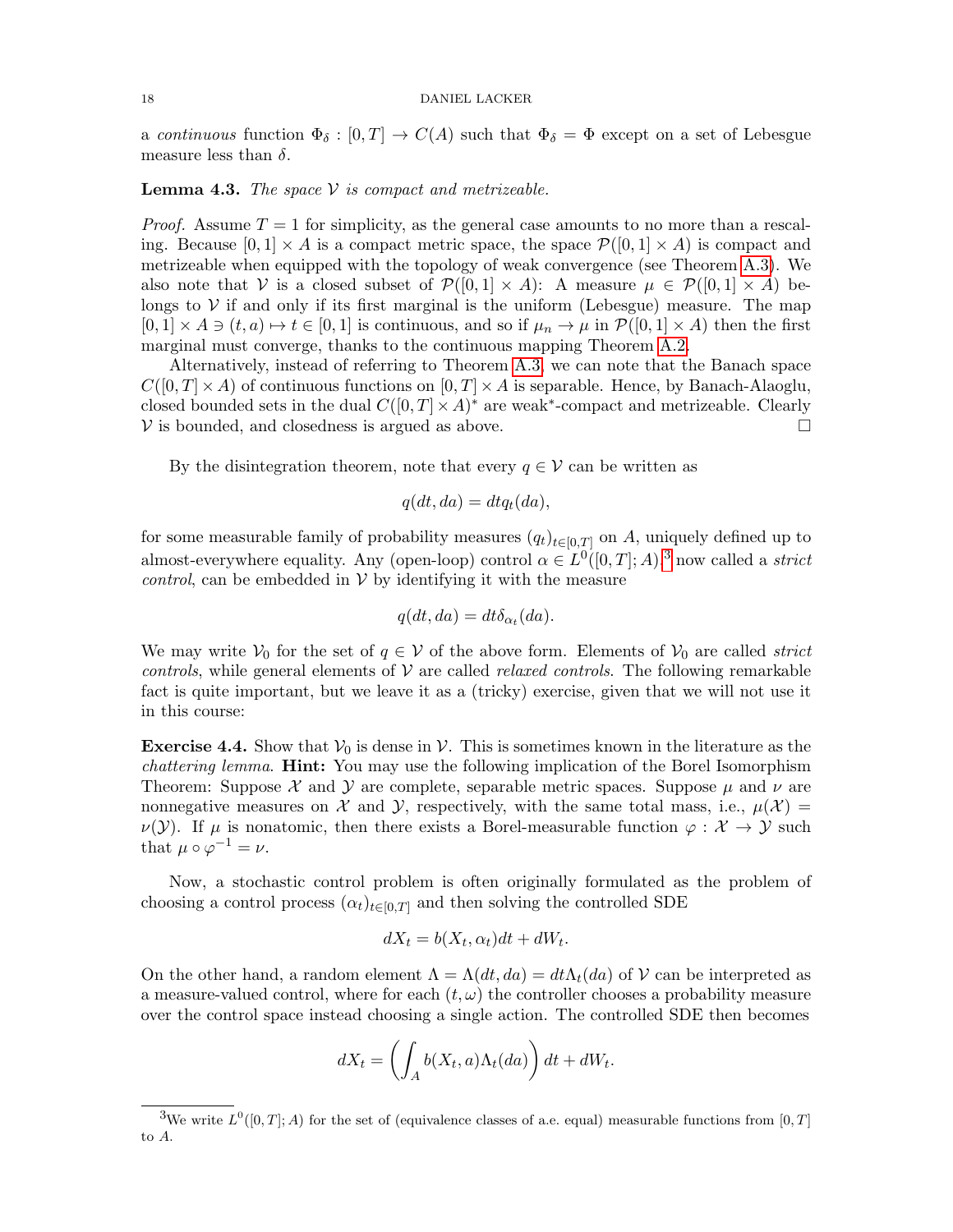a *continuous* function $\Phi_\delta : [0,T] \to C(A)$ such that $\Phi_\delta = \Phi$ except on a set of Lebesgue measure less than $\delta$.

**Lemma 4.3.** *The space $\mathcal{V}$ is compact and metrizeable.*

*Proof.* Assume $T = 1$ for simplicity, as the general case amounts to no more than a rescaling. Because $[0,1] \times A$ is a compact metric space, the space $\mathcal{P}([0,1] \times A)$ is compact and metrizeable when equipped with the topology of weak convergence (see Theorem A.3). We also note that $\mathcal{V}$ is a closed subset of $\mathcal{P}([0,1] \times A)$: A measure $\mu \in \mathcal{P}([0,1] \times A)$ belongs to $\mathcal{V}$ if and only if its first marginal is the uniform (Lebesgue) measure. The map $[0,1] \times A \ni (t,a) \mapsto t \in [0,1]$ is continuous, and so if $\mu_n \to \mu$ in $\mathcal{P}([0,1] \times A)$ then the first marginal must converge, thanks to the continuous mapping Theorem A.2.

Alternatively, instead of referring to Theorem A.3, we can note that the Banach space $C([0,T] \times A)$ of continuous functions on $[0,T] \times A$ is separable. Hence, by Banach-Alaoglu, closed bounded sets in the dual $C([0,T] \times A)^*$ are weak$^*$-compact and metrizeable. Clearly $\mathcal{V}$ is bounded, and closedness is argued as above. $\square$

By the disintegration theorem, note that every $q \in \mathcal{V}$ can be written as

$$q(dt, da) = dt q_t(da),$$

for some measurable family of probability measures $(q_t)_{t \in [0,T]}$ on $A$, uniquely defined up to almost-everywhere equality. Any (open-loop) control $\alpha \in L^0([0,T]; A)$,[3] now called a *strict control*, can be embedded in $\mathcal{V}$ by identifying it with the measure

$$q(dt, da) = dt \delta_{\alpha_t}(da).$$

We may write $\mathcal{V}_0$ for the set of $q \in \mathcal{V}$ of the above form. Elements of $\mathcal{V}_0$ are called *strict controls*, while general elements of $\mathcal{V}$ are called *relaxed controls*. The following remarkable fact is quite important, but we leave it as a (tricky) exercise, given that we will not use it in this course:

**Exercise 4.4.** Show that $\mathcal{V}_0$ is dense in $\mathcal{V}$. This is sometimes known in the literature as the *chattering lemma*. **Hint:** You may use the following implication of the Borel Isomorphism Theorem: Suppose $\mathcal{X}$ and $\mathcal{Y}$ are complete, separable metric spaces. Suppose $\mu$ and $\nu$ are nonnegative measures on $\mathcal{X}$ and $\mathcal{Y}$, respectively, with the same total mass, i.e., $\mu(\mathcal{X}) = \nu(\mathcal{Y})$. If $\mu$ is nonatomic, then there exists a Borel-measurable function $\varphi : \mathcal{X} \to \mathcal{Y}$ such that $\mu \circ \varphi^{-1} = \nu$.

Now, a stochastic control problem is often originally formulated as the problem of choosing a control process $(\alpha_t)_{t \in [0,T]}$ and then solving the controlled SDE

$$dX_t = b(X_t, \alpha_t)dt + dW_t.$$

On the other hand, a random element $\Lambda = \Lambda(dt, da) = dt\Lambda_t(da)$ of $\mathcal{V}$ can be interpreted as a measure-valued control, where for each $(t, \omega)$ the controller chooses a probability measure over the control space instead choosing a single action. The controlled SDE then becomes

$$dX_t = \left( \int_A b(X_t, a)\Lambda_t(da) \right) dt + dW_t.$$

---

[3] We write $L^0([0,T]; A)$ for the set of (equivalence classes of a.e. equal) measurable functions from $[0,T]$ to $A$.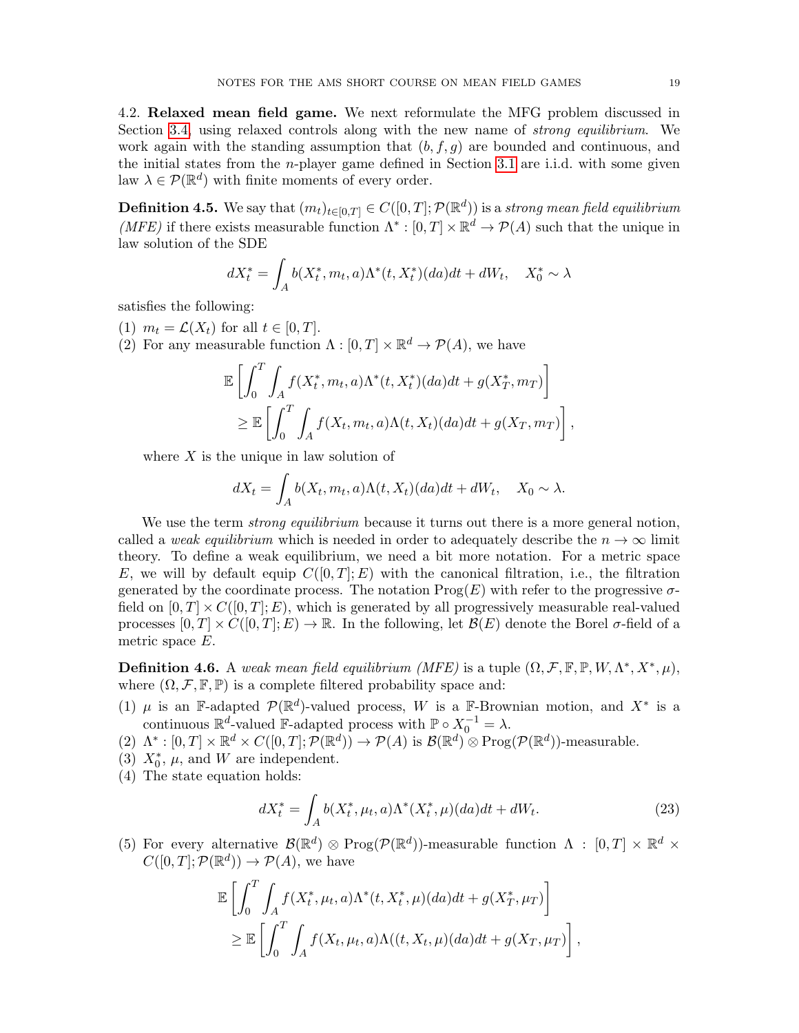4.2. **Relaxed mean field game.** We next reformulate the MFG problem discussed in Section 3.4, using relaxed controls along with the new name of *strong equilibrium*. We work again with the standing assumption that $(b, f, g)$ are bounded and continuous, and the initial states from the $n$-player game defined in Section 3.1 are i.i.d. with some given law $\lambda \in \mathcal{P}(\mathbb{R}^d)$ with finite moments of every order.

**Definition 4.5.** We say that $(m_t)_{t\in[0,T]} \in C([0,T];\mathcal{P}(\mathbb{R}^d))$ is a *strong mean field equilibrium (MFE)* if there exists measurable function $\Lambda^* : [0,T]\times\mathbb{R}^d \to \mathcal{P}(A)$ such that the unique in law solution of the SDE

$$dX_t^* = \int_A b(X_t^*, m_t, a)\Lambda^*(t, X_t^*)(da)dt + dW_t, \quad X_0^* \sim \lambda$$

satisfies the following:

(1) $m_t = \mathcal{L}(X_t)$ for all $t \in [0,T]$.
(2) For any measurable function $\Lambda : [0,T]\times\mathbb{R}^d \to \mathcal{P}(A)$, we have

$$\mathbb{E}\left[\int_0^T \int_A f(X_t^*, m_t, a)\Lambda^*(t, X_t^*)(da)dt + g(X_T^*, m_T)\right]$$
$$\geq \mathbb{E}\left[\int_0^T \int_A f(X_t, m_t, a)\Lambda(t, X_t)(da)dt + g(X_T, m_T)\right],$$

where $X$ is the unique in law solution of

$$dX_t = \int_A b(X_t, m_t, a)\Lambda(t, X_t)(da)dt + dW_t, \quad X_0 \sim \lambda.$$

We use the term *strong equilibrium* because it turns out there is a more general notion, called a *weak equilibrium* which is needed in order to adequately describe the $n \to \infty$ limit theory. To define a weak equilibrium, we need a bit more notation. For a metric space $E$, we will by default equip $C([0,T];E)$ with the canonical filtration, i.e., the filtration generated by the coordinate process. The notation $\text{Prog}(E)$ with refer to the progressive $\sigma$-field on $[0,T]\times C([0,T];E)$, which is generated by all progressively measurable real-valued processes $[0,T]\times C([0,T];E) \to \mathbb{R}$. In the following, let $\mathcal{B}(E)$ denote the Borel $\sigma$-field of a metric space $E$.

**Definition 4.6.** A *weak mean field equilibrium (MFE)* is a tuple $(\Omega, \mathcal{F}, \mathbb{F}, \mathbb{P}, W, \Lambda^*, X^*, \mu)$, where $(\Omega, \mathcal{F}, \mathbb{F}, \mathbb{P})$ is a complete filtered probability space and:

(1) $\mu$ is an $\mathbb{F}$-adapted $\mathcal{P}(\mathbb{R}^d)$-valued process, $W$ is a $\mathbb{F}$-Brownian motion, and $X^*$ is a continuous $\mathbb{R}^d$-valued $\mathbb{F}$-adapted process with $\mathbb{P}\circ X_0^{-1} = \lambda$.
(2) $\Lambda^* : [0,T]\times\mathbb{R}^d\times C([0,T];\mathcal{P}(\mathbb{R}^d)) \to \mathcal{P}(A)$ is $\mathcal{B}(\mathbb{R}^d)\otimes\text{Prog}(\mathcal{P}(\mathbb{R}^d))$-measurable.
(3) $X_0^*$, $\mu$, and $W$ are independent.
(4) The state equation holds:

$$dX_t^* = \int_A b(X_t^*, \mu_t, a)\Lambda^*(X_t^*, \mu)(da)dt + dW_t. \tag{23}$$

(5) For every alternative $\mathcal{B}(\mathbb{R}^d)\otimes\text{Prog}(\mathcal{P}(\mathbb{R}^d))$-measurable function $\Lambda : [0,T]\times\mathbb{R}^d\times C([0,T];\mathcal{P}(\mathbb{R}^d)) \to \mathcal{P}(A)$, we have

$$\mathbb{E}\left[\int_0^T \int_A f(X_t^*, \mu_t, a)\Lambda^*(t, X_t^*, \mu)(da)dt + g(X_T^*, \mu_T)\right]$$
$$\geq \mathbb{E}\left[\int_0^T \int_A f(X_t, \mu_t, a)\Lambda((t, X_t, \mu)(da)dt + g(X_T, \mu_T)\right],$$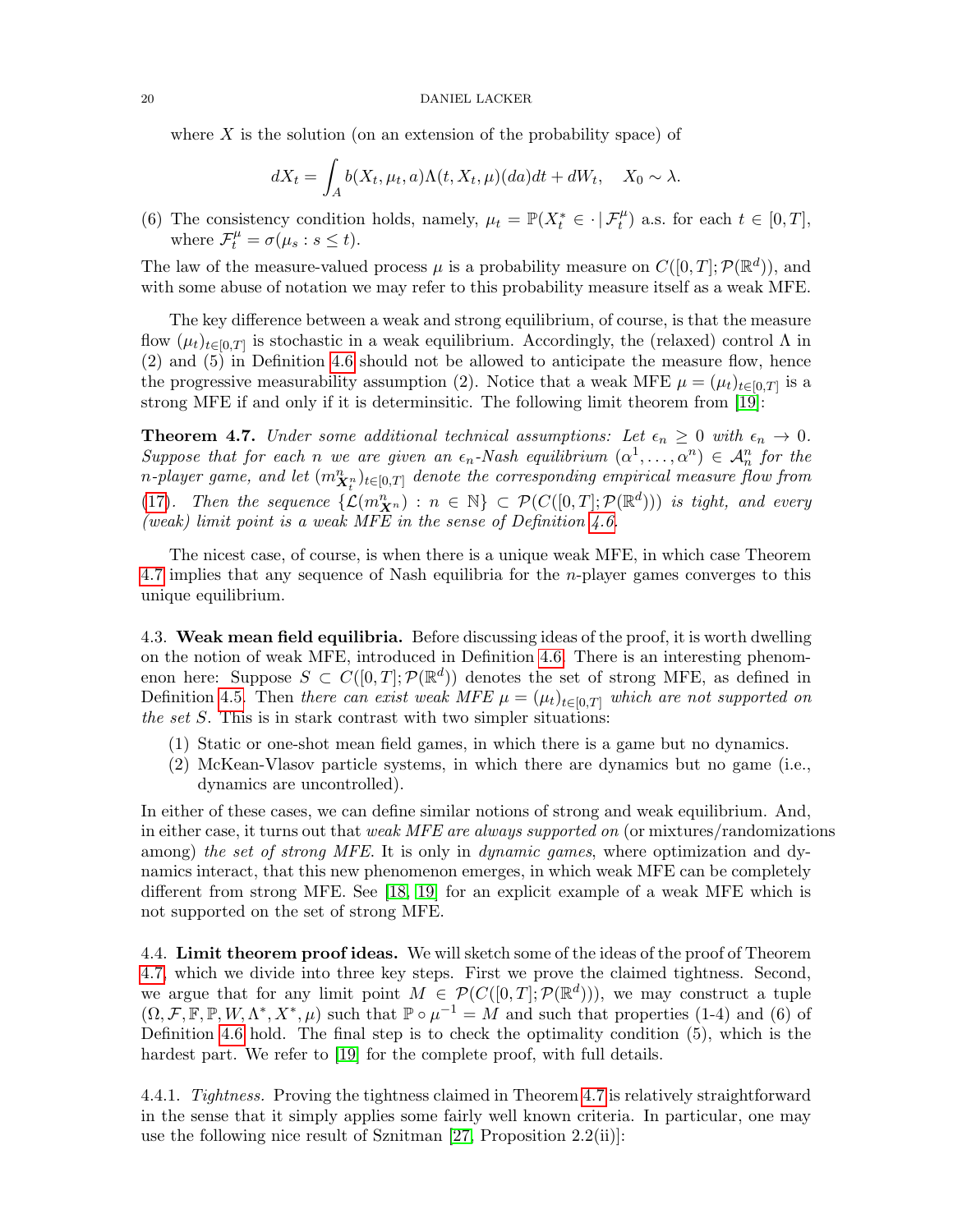where $X$ is the solution (on an extension of the probability space) of

$$dX_t = \int_A b(X_t, \mu_t, a)\Lambda(t, X_t, \mu)(da)dt + dW_t, \quad X_0 \sim \lambda.$$

(6) The consistency condition holds, namely, $\mu_t = \mathbb{P}(X^*_t \in \cdot \,|\, \mathcal{F}^\mu_t)$ a.s. for each $t \in [0, T]$, where $\mathcal{F}^\mu_t = \sigma(\mu_s : s \le t)$.

The law of the measure-valued process $\mu$ is a probability measure on $C([0, T]; \mathcal{P}(\mathbb{R}^d))$, and with some abuse of notation we may refer to this probability measure itself as a weak MFE.

The key difference between a weak and strong equilibrium, of course, is that the measure flow $(\mu_t)_{t\in[0,T]}$ is stochastic in a weak equilibrium. Accordingly, the (relaxed) control $\Lambda$ in (2) and (5) in Definition 4.6 should not be allowed to anticipate the measure flow, hence the progressive measurability assumption (2). Notice that a weak MFE $\mu = (\mu_t)_{t\in[0,T]}$ is a strong MFE if and only if it is determinsitic. The following limit theorem from [19]:

**Theorem 4.7.** *Under some additional technical assumptions: Let $\epsilon_n \ge 0$ with $\epsilon_n \to 0$. Suppose that for each $n$ we are given an $\epsilon_n$-Nash equilibrium $(\alpha^1, \ldots, \alpha^n) \in \mathcal{A}^n_n$ for the $n$-player game, and let $(m^n_{\boldsymbol{X}^n_t})_{t\in[0,T]}$ denote the corresponding empirical measure flow from (17). Then the sequence $\{\mathcal{L}(m^n_{\boldsymbol{X}^n}) : n \in \mathbb{N}\} \subset \mathcal{P}(C([0, T]; \mathcal{P}(\mathbb{R}^d)))$ is tight, and every (weak) limit point is a weak MFE in the sense of Definition 4.6.*

The nicest case, of course, is when there is a unique weak MFE, in which case Theorem 4.7 implies that any sequence of Nash equilibria for the $n$-player games converges to this unique equilibrium.

## 4.3. Weak mean field equilibria.

Before discussing ideas of the proof, it is worth dwelling on the notion of weak MFE, introduced in Definition 4.6. There is an interesting phenomenon here: Suppose $S \subset C([0, T]; \mathcal{P}(\mathbb{R}^d))$ denotes the set of strong MFE, as defined in Definition 4.5. Then *there can exist weak MFE $\mu = (\mu_t)_{t\in[0,T]}$ which are not supported on the set $S$.* This is in stark contrast with two simpler situations:

1. Static or one-shot mean field games, in which there is a game but no dynamics.
2. McKean-Vlasov particle systems, in which there are dynamics but no game (i.e., dynamics are uncontrolled).

In either of these cases, we can define similar notions of strong and weak equilibrium. And, in either case, it turns out that *weak MFE are always supported on* (or mixtures/randomizations among) *the set of strong MFE*. It is only in *dynamic games*, where optimization and dynamics interact, that this new phenomenon emerges, in which weak MFE can be completely different from strong MFE. See [18, 19] for an explicit example of a weak MFE which is not supported on the set of strong MFE.

## 4.4. Limit theorem proof ideas.

We will sketch some of the ideas of the proof of Theorem 4.7, which we divide into three key steps. First we prove the claimed tightness. Second, we argue that for any limit point $M \in \mathcal{P}(C([0, T]; \mathcal{P}(\mathbb{R}^d)))$, we may construct a tuple $(\Omega, \mathcal{F}, \mathbb{F}, \mathbb{P}, W, \Lambda^*, X^*, \mu)$ such that $\mathbb{P} \circ \mu^{-1} = M$ and such that properties (1-4) and (6) of Definition 4.6 hold. The final step is to check the optimality condition (5), which is the hardest part. We refer to [19] for the complete proof, with full details.

### 4.4.1. *Tightness.*

Proving the tightness claimed in Theorem 4.7 is relatively straightforward in the sense that it simply applies some fairly well known criteria. In particular, one may use the following nice result of Sznitman [27, Proposition 2.2(ii)]: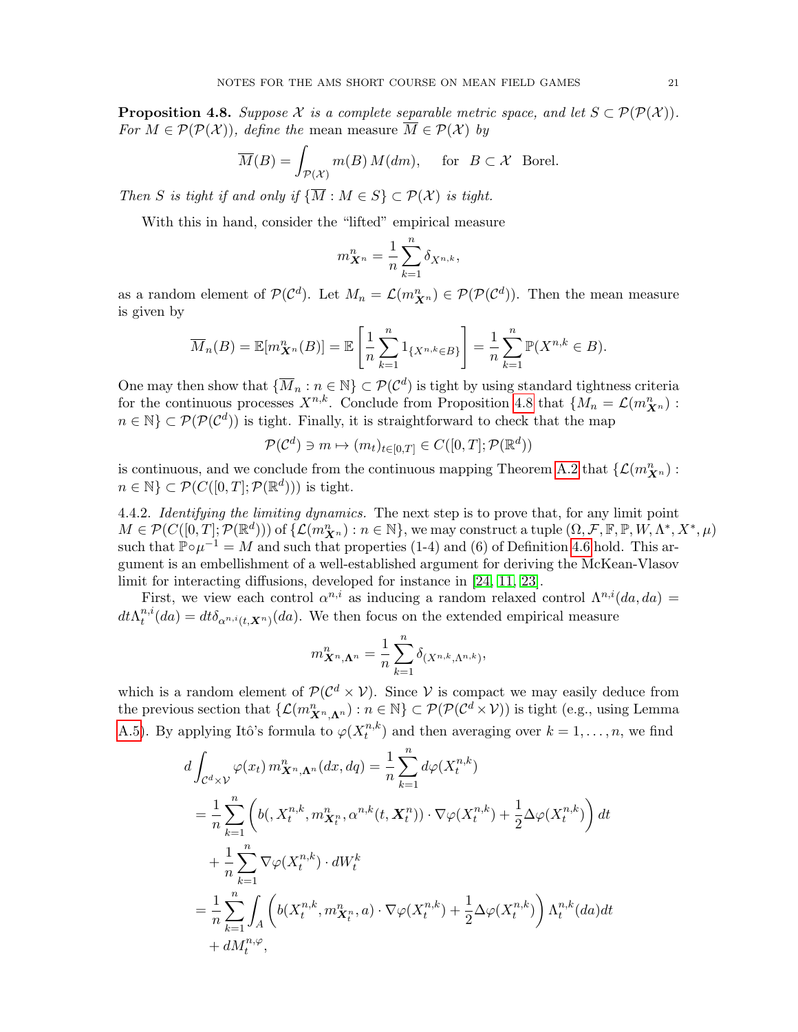**Proposition 4.8.** *Suppose $\mathcal{X}$ is a complete separable metric space, and let $S \subset \mathcal{P}(\mathcal{P}(\mathcal{X}))$. For $M \in \mathcal{P}(\mathcal{P}(\mathcal{X}))$, define the* mean measure $\overline{M} \in \mathcal{P}(\mathcal{X})$ *by*

$$\overline{M}(B) = \int_{\mathcal{P}(\mathcal{X})} m(B)\, M(dm), \quad \text{for } \ B \subset \mathcal{X} \ \text{ Borel.}$$

*Then $S$ is tight if and only if $\{\overline{M} : M \in S\} \subset \mathcal{P}(\mathcal{X})$ is tight.*

With this in hand, consider the "lifted" empirical measure

$$m^n_{\boldsymbol{X}^n} = \frac{1}{n}\sum_{k=1}^n \delta_{X^{n,k}},$$

as a random element of $\mathcal{P}(\mathcal{C}^d)$. Let $M_n = \mathcal{L}(m^n_{\boldsymbol{X}^n}) \in \mathcal{P}(\mathcal{P}(\mathcal{C}^d))$. Then the mean measure is given by

$$\overline{M}_n(B) = \mathbb{E}[m^n_{\boldsymbol{X}^n}(B)] = \mathbb{E}\left[\frac{1}{n}\sum_{k=1}^n 1_{\{X^{n,k}\in B\}}\right] = \frac{1}{n}\sum_{k=1}^n \mathbb{P}(X^{n,k} \in B).$$

One may then show that $\{\overline{M}_n : n \in \mathbb{N}\} \subset \mathcal{P}(\mathcal{C}^d)$ is tight by using standard tightness criteria for the continuous processes $X^{n,k}$. Conclude from Proposition 4.8 that $\{M_n = \mathcal{L}(m^n_{\boldsymbol{X}^n}) : n \in \mathbb{N}\} \subset \mathcal{P}(\mathcal{P}(\mathcal{C}^d))$ is tight. Finally, it is straightforward to check that the map

$$\mathcal{P}(\mathcal{C}^d) \ni m \mapsto (m_t)_{t\in[0,T]} \in C([0,T];\mathcal{P}(\mathbb{R}^d))$$

is continuous, and we conclude from the continuous mapping Theorem A.2 that $\{\mathcal{L}(m^n_{\boldsymbol{X}^n}) : n \in \mathbb{N}\} \subset \mathcal{P}(C([0,T];\mathcal{P}(\mathbb{R}^d)))$ is tight.

4.4.2. *Identifying the limiting dynamics.* The next step is to prove that, for any limit point $M \in \mathcal{P}(C([0,T];\mathcal{P}(\mathbb{R}^d)))$ of $\{\mathcal{L}(m^n_{\boldsymbol{X}^n}) : n \in \mathbb{N}\}$, we may construct a tuple $(\Omega, \mathcal{F}, \mathbb{F}, \mathbb{P}, W, \Lambda^*, X^*, \mu)$ such that $\mathbb{P}\circ\mu^{-1} = M$ and such that properties (1-4) and (6) of Definition 4.6 hold. This argument is an embellishment of a well-established argument for deriving the McKean-Vlasov limit for interacting diffusions, developed for instance in [24, 11, 23].

First, we view each control $\alpha^{n,i}$ as inducing a random relaxed control $\Lambda^{n,i}(da,da) = dt\Lambda^{n,i}_t(da) = dt\delta_{\alpha^{n,i}(t,\boldsymbol{X}^n)}(da)$. We then focus on the extended empirical measure

$$m^n_{\boldsymbol{X}^n,\boldsymbol{\Lambda}^n} = \frac{1}{n}\sum_{k=1}^n \delta_{(X^{n,k},\Lambda^{n,k})},$$

which is a random element of $\mathcal{P}(\mathcal{C}^d \times \mathcal{V})$. Since $\mathcal{V}$ is compact we may easily deduce from the previous section that $\{\mathcal{L}(m^n_{\boldsymbol{X}^n,\boldsymbol{\Lambda}^n}) : n \in \mathbb{N}\} \subset \mathcal{P}(\mathcal{P}(\mathcal{C}^d \times \mathcal{V}))$ is tight (e.g., using Lemma A.5). By applying Itô's formula to $\varphi(X^{n,k}_t)$ and then averaging over $k = 1,\ldots,n$, we find

$$\begin{aligned}
d\int_{\mathcal{C}^d\times\mathcal{V}} \varphi(x_t)\, m^n_{\boldsymbol{X}^n,\boldsymbol{\Lambda}^n}(dx,dq) &= \frac{1}{n}\sum_{k=1}^n d\varphi(X^{n,k}_t) \\
&= \frac{1}{n}\sum_{k=1}^n \left(b(,X^{n,k}_t, m^n_{\boldsymbol{X}^n_t}, \alpha^{n,k}(t,\boldsymbol{X}^n_t))\cdot\nabla\varphi(X^{n,k}_t) + \frac{1}{2}\Delta\varphi(X^{n,k}_t)\right)dt \\
&\quad + \frac{1}{n}\sum_{k=1}^n \nabla\varphi(X^{n,k}_t)\cdot dW^k_t \\
&= \frac{1}{n}\sum_{k=1}^n \int_A \left(b(X^{n,k}_t, m^n_{\boldsymbol{X}^n_t}, a)\cdot\nabla\varphi(X^{n,k}_t) + \frac{1}{2}\Delta\varphi(X^{n,k}_t)\right)\Lambda^{n,k}_t(da)dt \\
&\quad + dM^{n,\varphi}_t,
\end{aligned}$$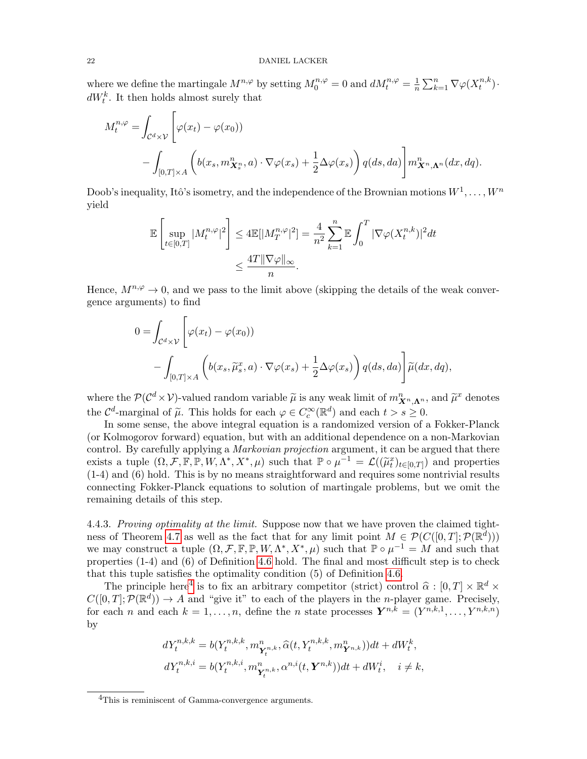where we define the martingale $M^{n,\varphi}$ by setting $M_0^{n,\varphi} = 0$ and $dM_t^{n,\varphi} = \frac{1}{n}\sum_{k=1}^n \nabla\varphi(X_t^{n,k}) \cdot dW_t^k$. It then holds almost surely that

$$M_t^{n,\varphi} = \int_{\mathcal{C}^d \times \mathcal{V}} \Bigg[\varphi(x_t) - \varphi(x_0)) - \int_{[0,T]\times A} \left( b(x_s, m^n_{\boldsymbol{X}^n_s}, a) \cdot \nabla\varphi(x_s) + \frac{1}{2}\Delta\varphi(x_s)\right) q(ds, da)\Bigg] m^n_{\boldsymbol{X}^n, \boldsymbol{\Lambda}^n}(dx, dq).$$

Doob's inequality, Itô's isometry, and the independence of the Brownian motions $W^1, \ldots, W^n$ yield

$$\mathbb{E}\left[\sup_{t\in[0,T]} |M_t^{n,\varphi}|^2\right] \le 4\mathbb{E}[|M_T^{n,\varphi}|^2] = \frac{4}{n^2}\sum_{k=1}^n \mathbb{E}\int_0^T |\nabla\varphi(X_t^{n,k})|^2 dt \le \frac{4T\|\nabla\varphi\|_\infty}{n}.$$

Hence, $M^{n,\varphi} \to 0$, and we pass to the limit above (skipping the details of the weak convergence arguments) to find

$$0 = \int_{\mathcal{C}^d \times \mathcal{V}} \Bigg[\varphi(x_t) - \varphi(x_0)) - \int_{[0,T]\times A} \left( b(x_s, \widetilde{\mu}^x_s, a) \cdot \nabla\varphi(x_s) + \frac{1}{2}\Delta\varphi(x_s)\right) q(ds, da)\Bigg] \widetilde{\mu}(dx, dq),$$

where the $\mathcal{P}(\mathcal{C}^d \times \mathcal{V})$-valued random variable $\widetilde{\mu}$ is any weak limit of $m^n_{\boldsymbol{X}^n, \boldsymbol{\Lambda}^n}$, and $\widetilde{\mu}^x$ denotes the $\mathcal{C}^d$-marginal of $\widetilde{\mu}$. This holds for each $\varphi \in C_c^\infty(\mathbb{R}^d)$ and each $t > s \ge 0$.

In some sense, the above integral equation is a randomized version of a Fokker-Planck (or Kolmogorov forward) equation, but with an additional dependence on a non-Markovian control. By carefully applying a *Markovian projection* argument, it can be argued that there exists a tuple $(\Omega, \mathcal{F}, \mathbb{F}, \mathbb{P}, W, \Lambda^*, X^*, \mu)$ such that $\mathbb{P}\circ\mu^{-1} = \mathcal{L}((\widetilde{\mu}^x_t)_{t\in[0,T]})$ and properties (1-4) and (6) hold. This is by no means straightforward and requires some nontrivial results connecting Fokker-Planck equations to solution of martingale problems, but we omit the remaining details of this step.

4.4.3. *Proving optimality at the limit.* Suppose now that we have proven the claimed tightness of Theorem 4.7 as well as the fact that for any limit point $M \in \mathcal{P}(C([0,T]; \mathcal{P}(\mathbb{R}^d)))$ we may construct a tuple $(\Omega, \mathcal{F}, \mathbb{F}, \mathbb{P}, W, \Lambda^*, X^*, \mu)$ such that $\mathbb{P}\circ\mu^{-1} = M$ and such that properties (1-4) and (6) of Definition 4.6 hold. The final and most difficult step is to check that this tuple satisfies the optimality condition (5) of Definition 4.6.

The principle here[4] is to fix an arbitrary competitor (strict) control $\widehat{\alpha} : [0,T] \times \mathbb{R}^d \times C([0,T]; \mathcal{P}(\mathbb{R}^d)) \to A$ and "give it" to each of the players in the $n$-player game. Precisely, for each $n$ and each $k = 1, \ldots, n$, define the $n$ state processes $\boldsymbol{Y}^{n,k} = (Y^{n,k,1}, \ldots, Y^{n,k,n})$ by

$$dY_t^{n,k,k} = b(Y_t^{n,k,k}, m^n_{\boldsymbol{Y}^{n,k}_t}, \widehat{\alpha}(t, Y_t^{n,k,k}, m^n_{\boldsymbol{Y}^{n,k}}))dt + dW_t^k,$$

$$dY_t^{n,k,i} = b(Y_t^{n,k,i}, m^n_{\boldsymbol{Y}^{n,k}_t}, \alpha^{n,i}(t, \boldsymbol{Y}^{n,k}))dt + dW_t^i, \quad i \neq k,$$

[4] This is reminiscent of Gamma-convergence arguments.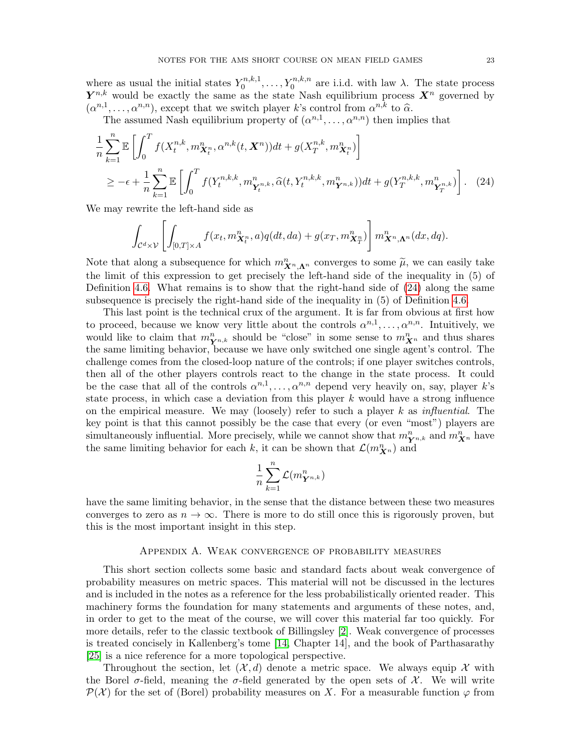where as usual the initial states $Y_0^{n,k,1}, \ldots, Y_0^{n,k,n}$ are i.i.d. with law $\lambda$. The state process $\boldsymbol{Y}^{n,k}$ would be exactly the same as the state Nash equilibrium process $\boldsymbol{X}^n$ governed by $(\alpha^{n,1}, \ldots, \alpha^{n,n})$, except that we switch player $k$'s control from $\alpha^{n,k}$ to $\widehat{\alpha}$.

The assumed Nash equilibrium property of $(\alpha^{n,1}, \ldots, \alpha^{n,n})$ then implies that

$$
\begin{aligned}
&\frac{1}{n}\sum_{k=1}^{n} \mathbb{E}\left[\int_0^T f(X_t^{n,k}, m^n_{\boldsymbol{X}_t^n}, \alpha^{n,k}(t, \boldsymbol{X}^n))dt + g(X_T^{n,k}, m^n_{\boldsymbol{X}_t^n})\right] \\
&\quad \geq -\epsilon + \frac{1}{n}\sum_{k=1}^{n} \mathbb{E}\left[\int_0^T f(Y_t^{n,k,k}, m^n_{\boldsymbol{Y}_t^{n,k}}, \widehat{\alpha}(t, Y_t^{n,k,k}, m^n_{\boldsymbol{Y}^{n,k}}))dt + g(Y_T^{n,k,k}, m^n_{\boldsymbol{Y}_T^{n,k}})\right]. \quad (24)
\end{aligned}
$$

We may rewrite the left-hand side as

$$
\int_{\mathcal{C}^d \times \mathcal{V}} \left[\int_{[0,T]\times A} f(x_t, m^n_{\boldsymbol{X}_t^n}, a) q(dt, da) + g(x_T, m^n_{\boldsymbol{X}_T^n})\right] m^n_{\boldsymbol{X}^n, \boldsymbol{\Lambda}^n}(dx, dq).
$$

Note that along a subsequence for which $m^n_{\boldsymbol{X}^n,\boldsymbol{\Lambda}^n}$ converges to some $\widetilde{\mu}$, we can easily take the limit of this expression to get precisely the left-hand side of the inequality in (5) of Definition 4.6. What remains is to show that the right-hand side of (24) along the same subsequence is precisely the right-hand side of the inequality in (5) of Definition 4.6.

This last point is the technical crux of the argument. It is far from obvious at first how to proceed, because we know very little about the controls $\alpha^{n,1}, \ldots, \alpha^{n,n}$. Intuitively, we would like to claim that $m^n_{\boldsymbol{Y}^{n,k}}$ should be "close" in some sense to $m^n_{\boldsymbol{X}^n}$ and thus shares the same limiting behavior, because we have only switched one single agent's control. The challenge comes from the closed-loop nature of the controls; if one player switches controls, then all of the other players controls react to the change in the state process. It could be the case that all of the controls $\alpha^{n,1}, \ldots, \alpha^{n,n}$ depend very heavily on, say, player $k$'s state process, in which case a deviation from this player $k$ would have a strong influence on the empirical measure. We may (loosely) refer to such a player $k$ as *influential*. The key point is that this cannot possibly be the case that every (or even "most") players are simultaneously influential. More precisely, while we cannot show that $m^n_{\boldsymbol{Y}^{n,k}}$ and $m^n_{\boldsymbol{X}^n}$ have the same limiting behavior for each $k$, it can be shown that $\mathcal{L}(m^n_{\boldsymbol{X}^n})$ and

$$
\frac{1}{n}\sum_{k=1}^{n} \mathcal{L}(m^n_{\boldsymbol{Y}^{n,k}})
$$

have the same limiting behavior, in the sense that the distance between these two measures converges to zero as $n \to \infty$. There is more to do still once this is rigorously proven, but this is the most important insight in this step.

## Appendix A. Weak convergence of probability measures

This short section collects some basic and standard facts about weak convergence of probability measures on metric spaces. This material will not be discussed in the lectures and is included in the notes as a reference for the less probabilistically oriented reader. This machinery forms the foundation for many statements and arguments of these notes, and, in order to get to the meat of the course, we will cover this material far too quickly. For more details, refer to the classic textbook of Billingsley [2]. Weak convergence of processes is treated concisely in Kallenberg's tome [14, Chapter 14], and the book of Parthasarathy [25] is a nice reference for a more topological perspective.

Throughout the section, let $(\mathcal{X}, d)$ denote a metric space. We always equip $\mathcal{X}$ with the Borel $\sigma$-field, meaning the $\sigma$-field generated by the open sets of $\mathcal{X}$. We will write $\mathcal{P}(\mathcal{X})$ for the set of (Borel) probability measures on $X$. For a measurable function $\varphi$ from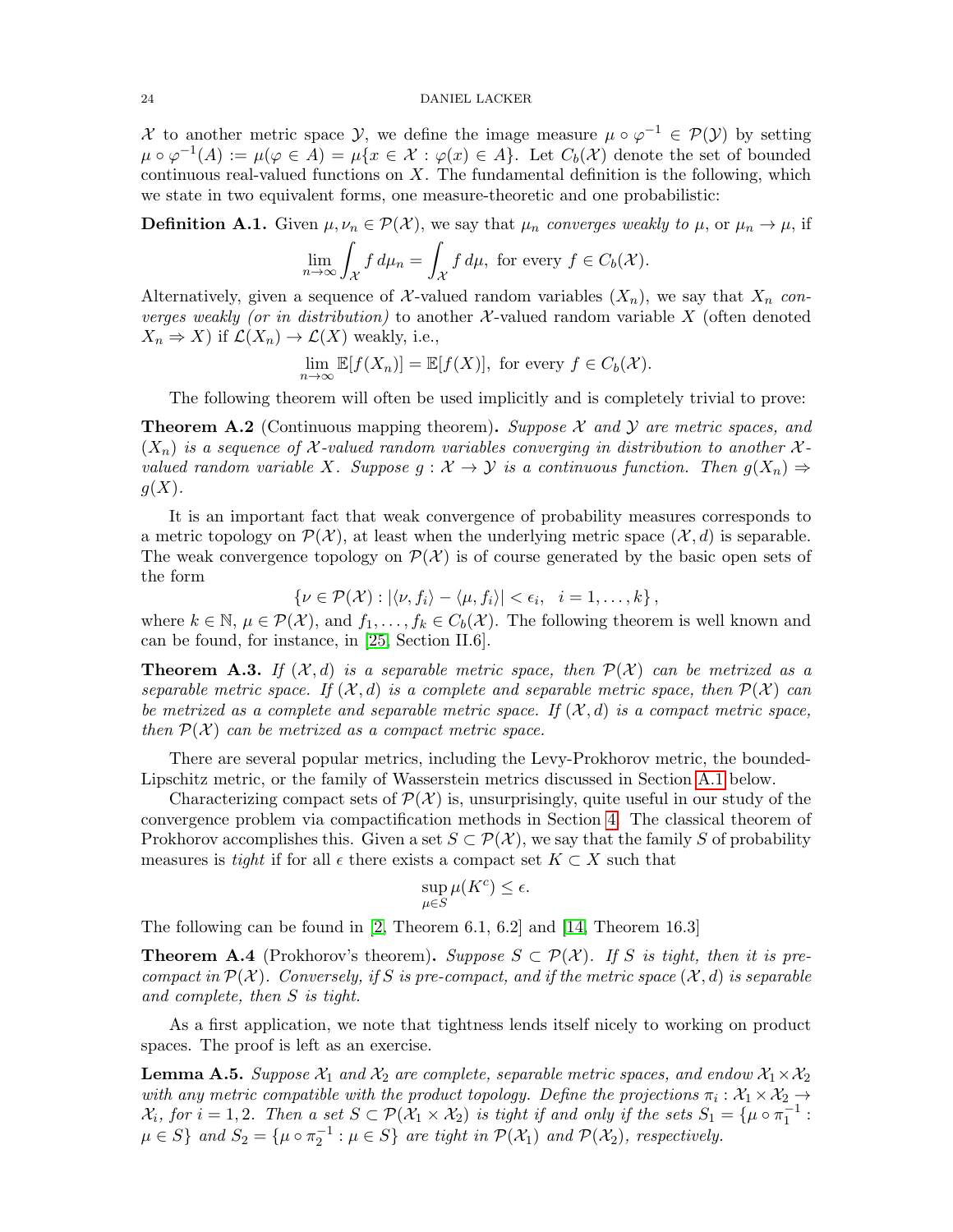$\mathcal{X}$ to another metric space $\mathcal{Y}$, we define the image measure $\mu \circ \varphi^{-1} \in \mathcal{P}(\mathcal{Y})$ by setting $\mu \circ \varphi^{-1}(A) := \mu(\varphi \in A) = \mu\{x \in \mathcal{X} : \varphi(x) \in A\}$. Let $C_b(\mathcal{X})$ denote the set of bounded continuous real-valued functions on $X$. The fundamental definition is the following, which we state in two equivalent forms, one measure-theoretic and one probabilistic:

**Definition A.1.** Given $\mu, \nu_n \in \mathcal{P}(\mathcal{X})$, we say that $\mu_n$ *converges weakly to* $\mu$, or $\mu_n \to \mu$, if

$$\lim_{n\to\infty} \int_{\mathcal{X}} f \, d\mu_n = \int_{\mathcal{X}} f \, d\mu, \text{ for every } f \in C_b(\mathcal{X}).$$

Alternatively, given a sequence of $\mathcal{X}$-valued random variables $(X_n)$, we say that $X_n$ *converges weakly (or in distribution)* to another $\mathcal{X}$-valued random variable $X$ (often denoted $X_n \Rightarrow X$) if $\mathcal{L}(X_n) \to \mathcal{L}(X)$ weakly, i.e.,

$$\lim_{n\to\infty} \mathbb{E}[f(X_n)] = \mathbb{E}[f(X)], \text{ for every } f \in C_b(\mathcal{X}).$$

The following theorem will often be used implicitly and is completely trivial to prove:

**Theorem A.2** (Continuous mapping theorem)**.** *Suppose $\mathcal{X}$ and $\mathcal{Y}$ are metric spaces, and $(X_n)$ is a sequence of $\mathcal{X}$-valued random variables converging in distribution to another $\mathcal{X}$-valued random variable $X$. Suppose $g : \mathcal{X} \to \mathcal{Y}$ is a continuous function. Then $g(X_n) \Rightarrow g(X)$.*

It is an important fact that weak convergence of probability measures corresponds to a metric topology on $\mathcal{P}(\mathcal{X})$, at least when the underlying metric space $(\mathcal{X}, d)$ is separable. The weak convergence topology on $\mathcal{P}(\mathcal{X})$ is of course generated by the basic open sets of the form

$$\{\nu \in \mathcal{P}(\mathcal{X}) : |\langle \nu, f_i \rangle - \langle \mu, f_i \rangle| < \epsilon_i, \quad i = 1, \dots, k\},$$

where $k \in \mathbb{N}$, $\mu \in \mathcal{P}(\mathcal{X})$, and $f_1, \dots, f_k \in C_b(\mathcal{X})$. The following theorem is well known and can be found, for instance, in [25, Section II.6].

**Theorem A.3.** *If $(\mathcal{X}, d)$ is a separable metric space, then $\mathcal{P}(\mathcal{X})$ can be metrized as a separable metric space. If $(\mathcal{X}, d)$ is a complete and separable metric space, then $\mathcal{P}(\mathcal{X})$ can be metrized as a complete and separable metric space. If $(\mathcal{X}, d)$ is a compact metric space, then $\mathcal{P}(\mathcal{X})$ can be metrized as a compact metric space.*

There are several popular metrics, including the Levy-Prokhorov metric, the bounded-Lipschitz metric, or the family of Wasserstein metrics discussed in Section A.1 below.

Characterizing compact sets of $\mathcal{P}(\mathcal{X})$ is, unsurprisingly, quite useful in our study of the convergence problem via compactification methods in Section 4. The classical theorem of Prokhorov accomplishes this. Given a set $S \subset \mathcal{P}(\mathcal{X})$, we say that the family $S$ of probability measures is *tight* if for all $\epsilon$ there exists a compact set $K \subset X$ such that

$$\sup_{\mu \in S} \mu(K^c) \leq \epsilon.$$

The following can be found in [2, Theorem 6.1, 6.2] and [14, Theorem 16.3]

**Theorem A.4** (Prokhorov's theorem)**.** *Suppose $S \subset \mathcal{P}(\mathcal{X})$. If $S$ is tight, then it is pre-compact in $\mathcal{P}(\mathcal{X})$. Conversely, if $S$ is pre-compact, and if the metric space $(\mathcal{X}, d)$ is separable and complete, then $S$ is tight.*

As a first application, we note that tightness lends itself nicely to working on product spaces. The proof is left as an exercise.

**Lemma A.5.** *Suppose $\mathcal{X}_1$ and $\mathcal{X}_2$ are complete, separable metric spaces, and endow $\mathcal{X}_1 \times \mathcal{X}_2$ with any metric compatible with the product topology. Define the projections $\pi_i : \mathcal{X}_1 \times \mathcal{X}_2 \to \mathcal{X}_i$, for $i = 1, 2$. Then a set $S \subset \mathcal{P}(\mathcal{X}_1 \times \mathcal{X}_2)$ is tight if and only if the sets $S_1 = \{\mu \circ \pi_1^{-1} : \mu \in S\}$ and $S_2 = \{\mu \circ \pi_2^{-1} : \mu \in S\}$ are tight in $\mathcal{P}(\mathcal{X}_1)$ and $\mathcal{P}(\mathcal{X}_2)$, respectively.*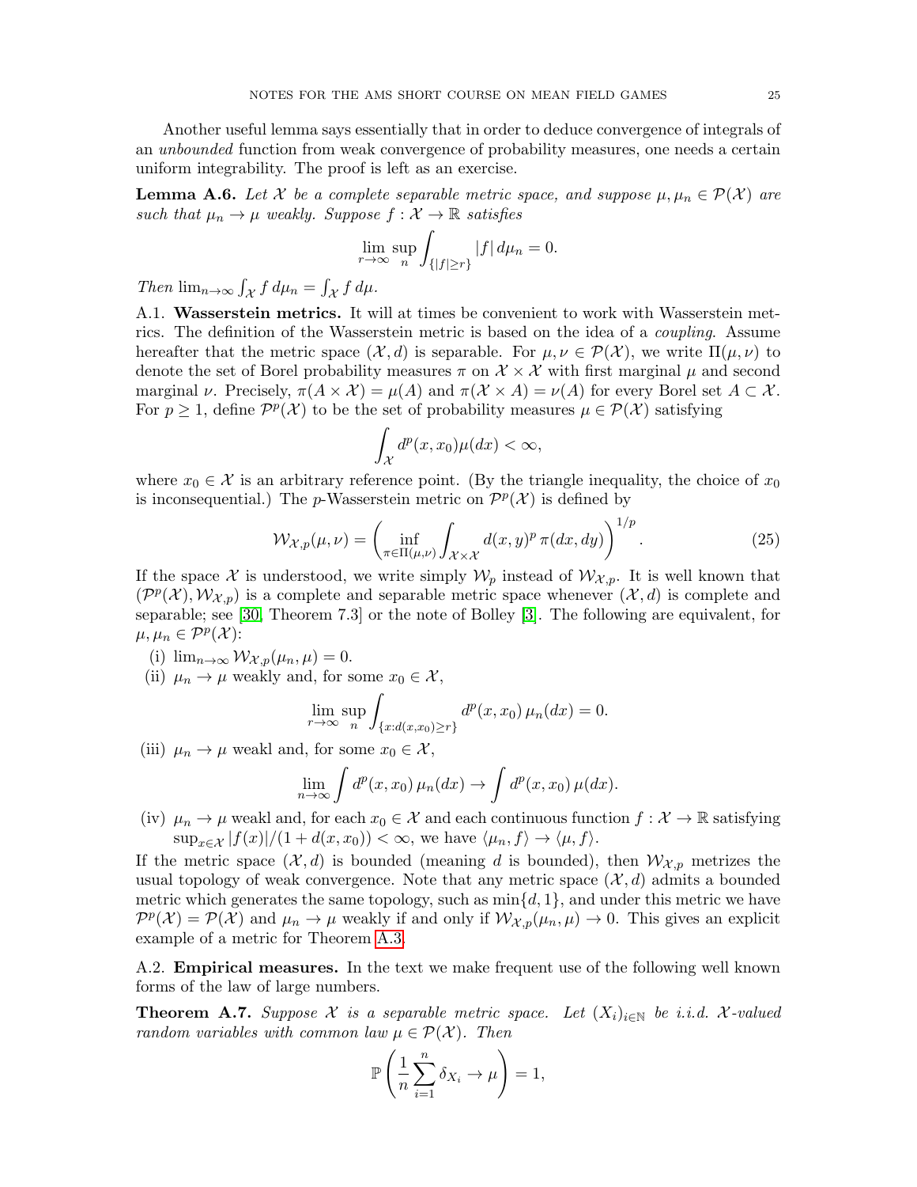Another useful lemma says essentially that in order to deduce convergence of integrals of an *unbounded* function from weak convergence of probability measures, one needs a certain uniform integrability. The proof is left as an exercise.

**Lemma A.6.** *Let $\mathcal{X}$ be a complete separable metric space, and suppose $\mu, \mu_n \in \mathcal{P}(\mathcal{X})$ are such that $\mu_n \to \mu$ weakly. Suppose $f : \mathcal{X} \to \mathbb{R}$ satisfies*

$$\lim_{r\to\infty} \sup_n \int_{\{|f|\geq r\}} |f| \, d\mu_n = 0.$$

*Then $\lim_{n\to\infty} \int_{\mathcal{X}} f \, d\mu_n = \int_{\mathcal{X}} f \, d\mu$.*

A.1. **Wasserstein metrics.** It will at times be convenient to work with Wasserstein metrics. The definition of the Wasserstein metric is based on the idea of a *coupling*. Assume hereafter that the metric space $(\mathcal{X}, d)$ is separable. For $\mu, \nu \in \mathcal{P}(\mathcal{X})$, we write $\Pi(\mu, \nu)$ to denote the set of Borel probability measures $\pi$ on $\mathcal{X} \times \mathcal{X}$ with first marginal $\mu$ and second marginal $\nu$. Precisely, $\pi(A \times \mathcal{X}) = \mu(A)$ and $\pi(\mathcal{X} \times A) = \nu(A)$ for every Borel set $A \subset \mathcal{X}$. For $p \geq 1$, define $\mathcal{P}^p(\mathcal{X})$ to be the set of probability measures $\mu \in \mathcal{P}(\mathcal{X})$ satisfying

$$\int_{\mathcal{X}} d^p(x, x_0) \mu(dx) < \infty,$$

where $x_0 \in \mathcal{X}$ is an arbitrary reference point. (By the triangle inequality, the choice of $x_0$ is inconsequential.) The $p$-Wasserstein metric on $\mathcal{P}^p(\mathcal{X})$ is defined by

$$\mathcal{W}_{\mathcal{X},p}(\mu, \nu) = \left( \inf_{\pi \in \Pi(\mu,\nu)} \int_{\mathcal{X}\times\mathcal{X}} d(x, y)^p \, \pi(dx, dy) \right)^{1/p}. \tag{25}$$

If the space $\mathcal{X}$ is understood, we write simply $\mathcal{W}_p$ instead of $\mathcal{W}_{\mathcal{X},p}$. It is well known that $(\mathcal{P}^p(\mathcal{X}), \mathcal{W}_{\mathcal{X},p})$ is a complete and separable metric space whenever $(\mathcal{X}, d)$ is complete and separable; see [30, Theorem 7.3] or the note of Bolley [3]. The following are equivalent, for $\mu, \mu_n \in \mathcal{P}^p(\mathcal{X})$:

(i) $\lim_{n\to\infty} \mathcal{W}_{\mathcal{X},p}(\mu_n, \mu) = 0$.

(ii) $\mu_n \to \mu$ weakly and, for some $x_0 \in \mathcal{X}$,

$$\lim_{r\to\infty} \sup_n \int_{\{x : d(x,x_0)\geq r\}} d^p(x, x_0) \, \mu_n(dx) = 0.$$

(iii) $\mu_n \to \mu$ weakl and, for some $x_0 \in \mathcal{X}$,

$$\lim_{n\to\infty} \int d^p(x, x_0) \, \mu_n(dx) \to \int d^p(x, x_0) \, \mu(dx).$$

(iv) $\mu_n \to \mu$ weakl and, for each $x_0 \in \mathcal{X}$ and each continuous function $f : \mathcal{X} \to \mathbb{R}$ satisfying $\sup_{x\in\mathcal{X}} |f(x)|/(1 + d(x, x_0)) < \infty$, we have $\langle \mu_n, f \rangle \to \langle \mu, f \rangle$.

If the metric space $(\mathcal{X}, d)$ is bounded (meaning $d$ is bounded), then $\mathcal{W}_{\mathcal{X},p}$ metrizes the usual topology of weak convergence. Note that any metric space $(\mathcal{X}, d)$ admits a bounded metric which generates the same topology, such as $\min\{d, 1\}$, and under this metric we have $\mathcal{P}^p(\mathcal{X}) = \mathcal{P}(\mathcal{X})$ and $\mu_n \to \mu$ weakly if and only if $\mathcal{W}_{\mathcal{X},p}(\mu_n, \mu) \to 0$. This gives an explicit example of a metric for Theorem A.3.

A.2. **Empirical measures.** In the text we make frequent use of the following well known forms of the law of large numbers.

**Theorem A.7.** *Suppose $\mathcal{X}$ is a separable metric space. Let $(X_i)_{i\in\mathbb{N}}$ be i.i.d. $\mathcal{X}$-valued random variables with common law $\mu \in \mathcal{P}(\mathcal{X})$. Then*

$$\mathbb{P}\left( \frac{1}{n} \sum_{i=1}^{n} \delta_{X_i} \to \mu \right) = 1,$$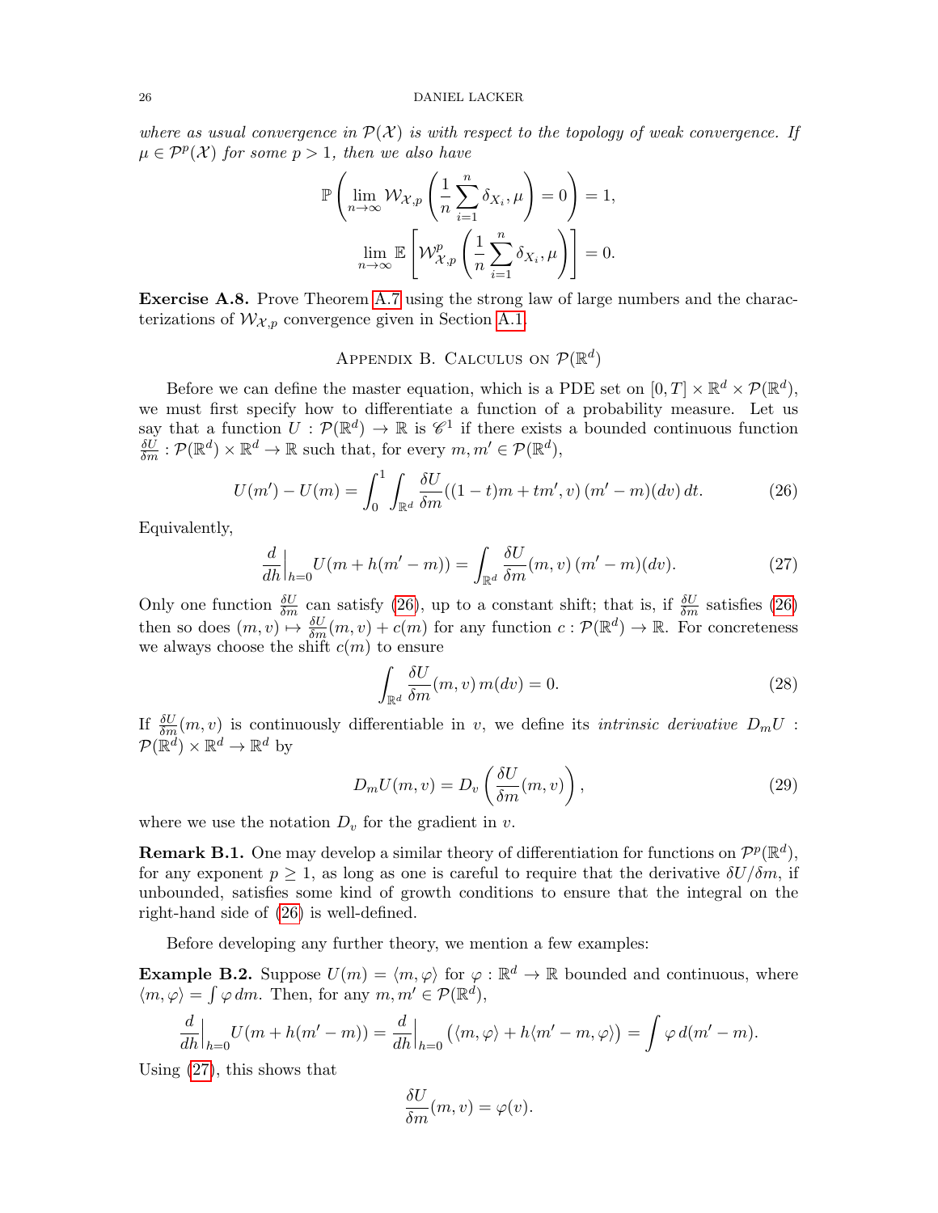*where as usual convergence in $\mathcal{P}(\mathcal{X})$ is with respect to the topology of weak convergence. If $\mu \in \mathcal{P}^p(\mathcal{X})$ for some $p > 1$, then we also have*

$$\mathbb{P}\left(\lim_{n\to\infty} \mathcal{W}_{\mathcal{X},p}\left(\frac{1}{n}\sum_{i=1}^n \delta_{X_i}, \mu\right) = 0\right) = 1,$$

$$\lim_{n\to\infty} \mathbb{E}\left[\mathcal{W}_{\mathcal{X},p}^p\left(\frac{1}{n}\sum_{i=1}^n \delta_{X_i}, \mu\right)\right] = 0.$$

**Exercise A.8.** Prove Theorem A.7 using the strong law of large numbers and the characterizations of $\mathcal{W}_{\mathcal{X},p}$ convergence given in Section A.1.

## Appendix B. Calculus on $\mathcal{P}(\mathbb{R}^d)$

Before we can define the master equation, which is a PDE set on $[0,T] \times \mathbb{R}^d \times \mathcal{P}(\mathbb{R}^d)$, we must first specify how to differentiate a function of a probability measure. Let us say that a function $U : \mathcal{P}(\mathbb{R}^d) \to \mathbb{R}$ is $\mathscr{C}^1$ if there exists a bounded continuous function $\frac{\delta U}{\delta m} : \mathcal{P}(\mathbb{R}^d) \times \mathbb{R}^d \to \mathbb{R}$ such that, for every $m, m' \in \mathcal{P}(\mathbb{R}^d)$,

$$U(m') - U(m) = \int_0^1 \int_{\mathbb{R}^d} \frac{\delta U}{\delta m}((1-t)m + tm', v)\,(m' - m)(dv)\,dt. \tag{26}$$

Equivalently,

$$\frac{d}{dh}\Big|_{h=0} U(m + h(m' - m)) = \int_{\mathbb{R}^d} \frac{\delta U}{\delta m}(m, v)\,(m' - m)(dv). \tag{27}$$

Only one function $\frac{\delta U}{\delta m}$ can satisfy (26), up to a constant shift; that is, if $\frac{\delta U}{\delta m}$ satisfies (26) then so does $(m, v) \mapsto \frac{\delta U}{\delta m}(m, v) + c(m)$ for any function $c : \mathcal{P}(\mathbb{R}^d) \to \mathbb{R}$. For concreteness we always choose the shift $c(m)$ to ensure

$$\int_{\mathbb{R}^d} \frac{\delta U}{\delta m}(m, v)\,m(dv) = 0. \tag{28}$$

If $\frac{\delta U}{\delta m}(m, v)$ is continuously differentiable in $v$, we define its *intrinsic derivative* $D_m U : \mathcal{P}(\mathbb{R}^d) \times \mathbb{R}^d \to \mathbb{R}^d$ by

$$D_m U(m, v) = D_v\left(\frac{\delta U}{\delta m}(m, v)\right), \tag{29}$$

where we use the notation $D_v$ for the gradient in $v$.

**Remark B.1.** One may develop a similar theory of differentiation for functions on $\mathcal{P}^p(\mathbb{R}^d)$, for any exponent $p \geq 1$, as long as one is careful to require that the derivative $\delta U/\delta m$, if unbounded, satisfies some kind of growth conditions to ensure that the integral on the right-hand side of (26) is well-defined.

Before developing any further theory, we mention a few examples:

**Example B.2.** Suppose $U(m) = \langle m, \varphi \rangle$ for $\varphi : \mathbb{R}^d \to \mathbb{R}$ bounded and continuous, where $\langle m, \varphi \rangle = \int \varphi\,dm$. Then, for any $m, m' \in \mathcal{P}(\mathbb{R}^d)$,

$$\frac{d}{dh}\Big|_{h=0} U(m + h(m' - m)) = \frac{d}{dh}\Big|_{h=0} \big(\langle m, \varphi \rangle + h\langle m' - m, \varphi \rangle\big) = \int \varphi\,d(m' - m).$$

Using (27), this shows that

$$\frac{\delta U}{\delta m}(m, v) = \varphi(v).$$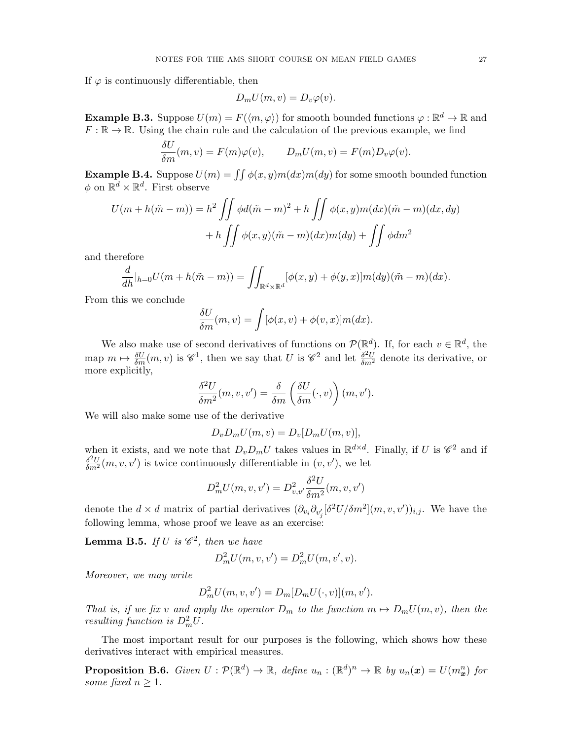If $\varphi$ is continuously differentiable, then

$$D_m U(m,v) = D_v \varphi(v).$$

**Example B.3.** Suppose $U(m) = F(\langle m, \varphi \rangle)$ for smooth bounded functions $\varphi : \mathbb{R}^d \to \mathbb{R}$ and $F : \mathbb{R} \to \mathbb{R}$. Using the chain rule and the calculation of the previous example, we find

$$\frac{\delta U}{\delta m}(m,v) = F(m)\varphi(v), \qquad D_m U(m,v) = F(m) D_v \varphi(v).$$

**Example B.4.** Suppose $U(m) = \iint \phi(x,y) m(dx) m(dy)$ for some smooth bounded function $\phi$ on $\mathbb{R}^d \times \mathbb{R}^d$. First observe

$$U(m + h(\tilde{m} - m)) = h^2 \iint \phi d(\tilde{m} - m)^2 + h \iint \phi(x,y) m(dx)(\tilde{m} - m)(dx, dy)$$
$$+ h \iint \phi(x,y)(\tilde{m} - m)(dx) m(dy) + \iint \phi dm^2$$

and therefore

$$\frac{d}{dh}|_{h=0} U(m + h(\tilde{m} - m)) = \iint_{\mathbb{R}^d \times \mathbb{R}^d} [\phi(x,y) + \phi(y,x)] m(dy)(\tilde{m} - m)(dx).$$

From this we conclude

$$\frac{\delta U}{\delta m}(m,v) = \int [\phi(x,v) + \phi(v,x)] m(dx).$$

We also make use of second derivatives of functions on $\mathcal{P}(\mathbb{R}^d)$. If, for each $v \in \mathbb{R}^d$, the map $m \mapsto \frac{\delta U}{\delta m}(m,v)$ is $\mathscr{C}^1$, then we say that $U$ is $\mathscr{C}^2$ and let $\frac{\delta^2 U}{\delta m^2}$ denote its derivative, or more explicitly,

$$\frac{\delta^2 U}{\delta m^2}(m,v,v') = \frac{\delta}{\delta m}\left(\frac{\delta U}{\delta m}(\cdot, v)\right)(m, v').$$

We will also make some use of the derivative

$$D_v D_m U(m,v) = D_v[D_m U(m,v)],$$

when it exists, and we note that $D_v D_m U$ takes values in $\mathbb{R}^{d \times d}$. Finally, if $U$ is $\mathscr{C}^2$ and if $\frac{\delta^2 U}{\delta m^2}(m,v,v')$ is twice continuously differentiable in $(v,v')$, we let

$$D_m^2 U(m,v,v') = D_{v,v'}^2 \frac{\delta^2 U}{\delta m^2}(m,v,v')$$

denote the $d \times d$ matrix of partial derivatives $(\partial_{v_i} \partial_{v'_j} [\delta^2 U / \delta m^2](m,v,v'))_{i,j}$. We have the following lemma, whose proof we leave as an exercise:

**Lemma B.5.** *If $U$ is $\mathscr{C}^2$, then we have*

$$D_m^2 U(m,v,v') = D_m^2 U(m,v',v).$$

*Moreover, we may write*

$$D_m^2 U(m,v,v') = D_m[D_m U(\cdot, v)](m, v').$$

*That is, if we fix $v$ and apply the operator $D_m$ to the function $m \mapsto D_m U(m,v)$, then the resulting function is $D_m^2 U$.*

The most important result for our purposes is the following, which shows how these derivatives interact with empirical measures.

**Proposition B.6.** *Given $U : \mathcal{P}(\mathbb{R}^d) \to \mathbb{R}$, define $u_n : (\mathbb{R}^d)^n \to \mathbb{R}$ by $u_n(\boldsymbol{x}) = U(m_{\boldsymbol{x}}^n)$ for some fixed $n \geq 1$.*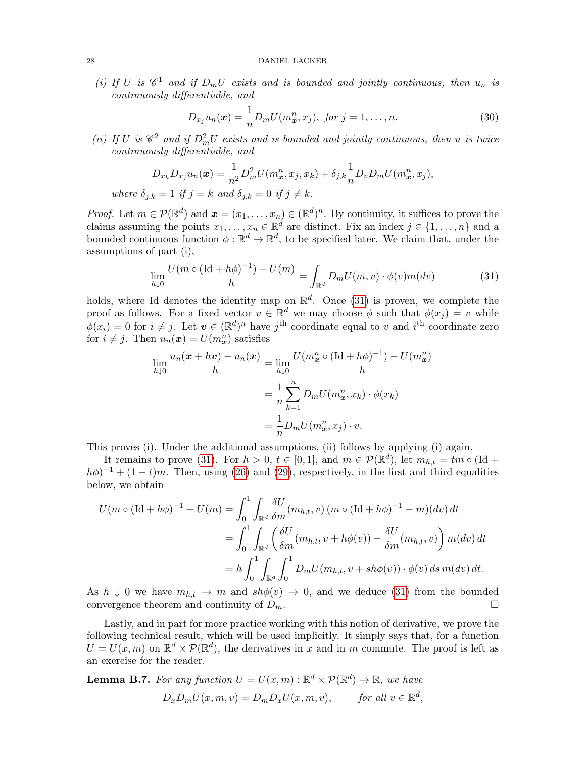*(i) If $U$ is $\mathscr{C}^1$ and if $D_m U$ exists and is bounded and jointly continuous, then $u_n$ is continuously differentiable, and*

$$D_{x_j} u_n(\boldsymbol{x}) = \frac{1}{n} D_m U(m^n_{\boldsymbol{x}}, x_j), \text{ for } j = 1, \dots, n. \tag{30}$$

*(ii) If $U$ is $\mathscr{C}^2$ and if $D^2_m U$ exists and is bounded and jointly continuous, then $u$ is twice continuously differentiable, and*

$$D_{x_k} D_{x_j} u_n(\boldsymbol{x}) = \frac{1}{n^2} D^2_m U(m^n_{\boldsymbol{x}}, x_j, x_k) + \delta_{j,k} \frac{1}{n} D_v D_m U(m^n_{\boldsymbol{x}}, x_j),$$

*where $\delta_{j,k} = 1$ if $j = k$ and $\delta_{j,k} = 0$ if $j \neq k$.*

*Proof.* Let $m \in \mathcal{P}(\mathbb{R}^d)$ and $\boldsymbol{x} = (x_1, \dots, x_n) \in (\mathbb{R}^d)^n$. By continuity, it suffices to prove the claims assuming the points $x_1, \dots, x_n \in \mathbb{R}^d$ are distinct. Fix an index $j \in \{1, \dots, n\}$ and a bounded continuous function $\phi : \mathbb{R}^d \to \mathbb{R}^d$, to be specified later. We claim that, under the assumptions of part (i),

$$\lim_{h \downarrow 0} \frac{U(m \circ (\mathrm{Id} + h\phi)^{-1}) - U(m)}{h} = \int_{\mathbb{R}^d} D_m U(m, v) \cdot \phi(v) m(dv) \tag{31}$$

holds, where Id denotes the identity map on $\mathbb{R}^d$. Once (31) is proven, we complete the proof as follows. For a fixed vector $v \in \mathbb{R}^d$ we may choose $\phi$ such that $\phi(x_j) = v$ while $\phi(x_i) = 0$ for $i \neq j$. Let $\boldsymbol{v} \in (\mathbb{R}^d)^n$ have $j^{\text{th}}$ coordinate equal to $v$ and $i^{\text{th}}$ coordinate zero for $i \neq j$. Then $u_n(\boldsymbol{x}) = U(m^n_{\boldsymbol{x}})$ satisfies

$$\begin{aligned}
\lim_{h \downarrow 0} \frac{u_n(\boldsymbol{x} + h\boldsymbol{v}) - u_n(\boldsymbol{x})}{h} &= \lim_{h \downarrow 0} \frac{U(m^n_{\boldsymbol{x}} \circ (\mathrm{Id} + h\phi)^{-1}) - U(m^n_{\boldsymbol{x}})}{h} \\
&= \frac{1}{n} \sum_{k=1}^n D_m U(m^n_{\boldsymbol{x}}, x_k) \cdot \phi(x_k) \\
&= \frac{1}{n} D_m U(m^n_{\boldsymbol{x}}, x_j) \cdot v.
\end{aligned}$$

This proves (i). Under the additional assumptions, (ii) follows by applying (i) again.

It remains to prove (31). For $h > 0$, $t \in [0, 1]$, and $m \in \mathcal{P}(\mathbb{R}^d)$, let $m_{h,t} = tm \circ (\mathrm{Id} + h\phi)^{-1} + (1 - t)m$. Then, using (26) and (29), respectively, in the first and third equalities below, we obtain

$$\begin{aligned}
U(m \circ (\mathrm{Id} + h\phi)^{-1} - U(m) &= \int_0^1 \int_{\mathbb{R}^d} \frac{\delta U}{\delta m}(m_{h,t}, v) \, (m \circ (\mathrm{Id} + h\phi)^{-1} - m)(dv) \, dt \\
&= \int_0^1 \int_{\mathbb{R}^d} \left( \frac{\delta U}{\delta m}(m_{h,t}, v + h\phi(v)) - \frac{\delta U}{\delta m}(m_{h,t}, v) \right) m(dv) \, dt \\
&= h \int_0^1 \int_{\mathbb{R}^d} \int_0^1 D_m U(m_{h,t}, v + sh\phi(v)) \cdot \phi(v) \, ds \, m(dv) \, dt.
\end{aligned}$$

As $h \downarrow 0$ we have $m_{h,t} \to m$ and $sh\phi(v) \to 0$, and we deduce (31) from the bounded convergence theorem and continuity of $D_m$. $\square$

Lastly, and in part for more practice working with this notion of derivative, we prove the following technical result, which will be used implicitly. It simply says that, for a function $U = U(x, m)$ on $\mathbb{R}^d \times \mathcal{P}(\mathbb{R}^d)$, the derivatives in $x$ and in $m$ commute. The proof is left as an exercise for the reader.

**Lemma B.7.** *For any function $U = U(x, m) : \mathbb{R}^d \times \mathcal{P}(\mathbb{R}^d) \to \mathbb{R}$, we have*

$$D_x D_m U(x, m, v) = D_m D_x U(x, m, v), \qquad \textit{for all } v \in \mathbb{R}^d,$$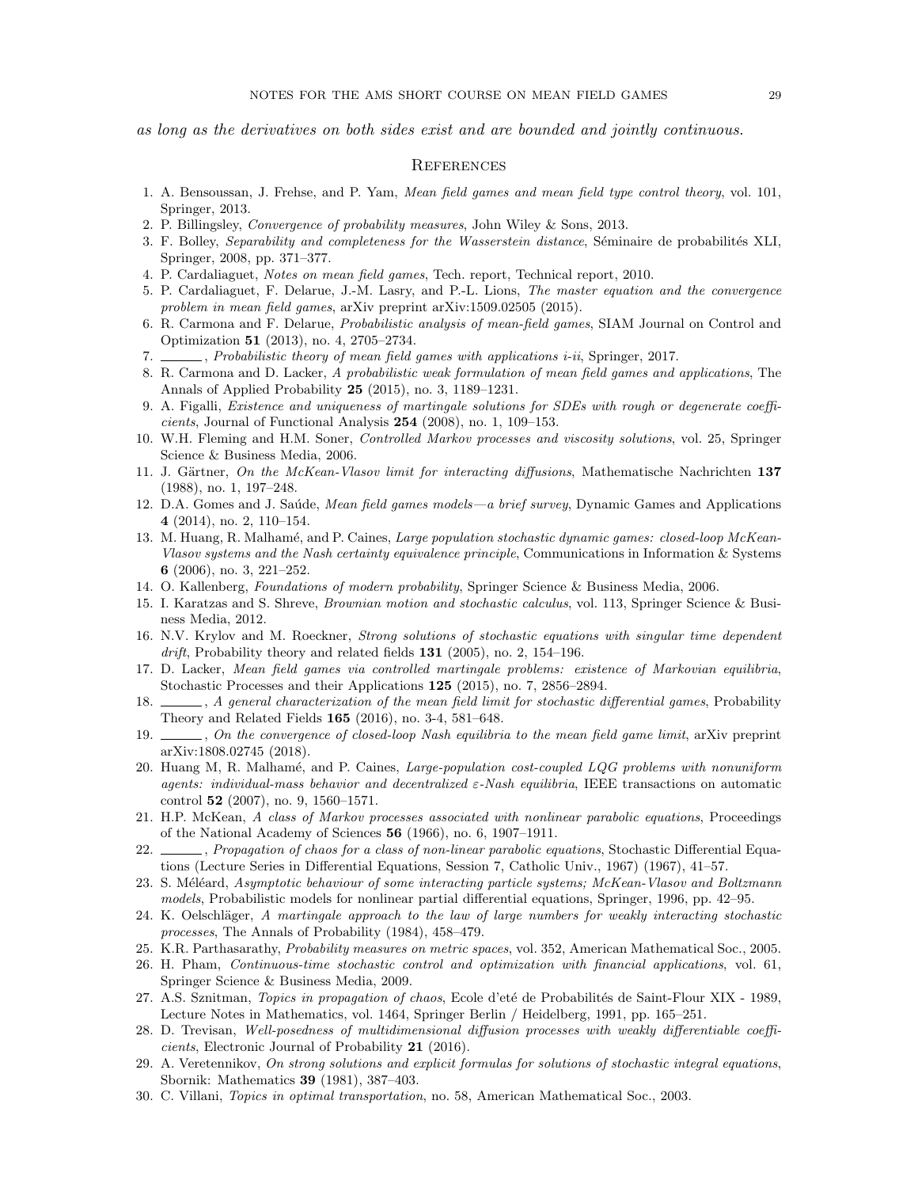*as long as the derivatives on both sides exist and are bounded and jointly continuous.*

## References

1. A. Bensoussan, J. Frehse, and P. Yam, *Mean field games and mean field type control theory*, vol. 101, Springer, 2013.
2. P. Billingsley, *Convergence of probability measures*, John Wiley & Sons, 2013.
3. F. Bolley, *Separability and completeness for the Wasserstein distance*, Séminaire de probabilités XLI, Springer, 2008, pp. 371–377.
4. P. Cardaliaguet, *Notes on mean field games*, Tech. report, Technical report, 2010.
5. P. Cardaliaguet, F. Delarue, J.-M. Lasry, and P.-L. Lions, *The master equation and the convergence problem in mean field games*, arXiv preprint arXiv:1509.02505 (2015).
6. R. Carmona and F. Delarue, *Probabilistic analysis of mean-field games*, SIAM Journal on Control and Optimization **51** (2013), no. 4, 2705–2734.
7. ______, *Probabilistic theory of mean field games with applications i-ii*, Springer, 2017.
8. R. Carmona and D. Lacker, *A probabilistic weak formulation of mean field games and applications*, The Annals of Applied Probability **25** (2015), no. 3, 1189–1231.
9. A. Figalli, *Existence and uniqueness of martingale solutions for SDEs with rough or degenerate coefficients*, Journal of Functional Analysis **254** (2008), no. 1, 109–153.
10. W.H. Fleming and H.M. Soner, *Controlled Markov processes and viscosity solutions*, vol. 25, Springer Science & Business Media, 2006.
11. J. Gärtner, *On the McKean-Vlasov limit for interacting diffusions*, Mathematische Nachrichten **137** (1988), no. 1, 197–248.
12. D.A. Gomes and J. Saúde, *Mean field games models—a brief survey*, Dynamic Games and Applications **4** (2014), no. 2, 110–154.
13. M. Huang, R. Malhamé, and P. Caines, *Large population stochastic dynamic games: closed-loop McKean-Vlasov systems and the Nash certainty equivalence principle*, Communications in Information & Systems **6** (2006), no. 3, 221–252.
14. O. Kallenberg, *Foundations of modern probability*, Springer Science & Business Media, 2006.
15. I. Karatzas and S. Shreve, *Brownian motion and stochastic calculus*, vol. 113, Springer Science & Business Media, 2012.
16. N.V. Krylov and M. Roeckner, *Strong solutions of stochastic equations with singular time dependent drift*, Probability theory and related fields **131** (2005), no. 2, 154–196.
17. D. Lacker, *Mean field games via controlled martingale problems: existence of Markovian equilibria*, Stochastic Processes and their Applications **125** (2015), no. 7, 2856–2894.
18. ______, *A general characterization of the mean field limit for stochastic differential games*, Probability Theory and Related Fields **165** (2016), no. 3-4, 581–648.
19. ______, *On the convergence of closed-loop Nash equilibria to the mean field game limit*, arXiv preprint arXiv:1808.02745 (2018).
20. Huang M, R. Malhamé, and P. Caines, *Large-population cost-coupled LQG problems with nonuniform agents: individual-mass behavior and decentralized $\varepsilon$-Nash equilibria*, IEEE transactions on automatic control **52** (2007), no. 9, 1560–1571.
21. H.P. McKean, *A class of Markov processes associated with nonlinear parabolic equations*, Proceedings of the National Academy of Sciences **56** (1966), no. 6, 1907–1911.
22. ______, *Propagation of chaos for a class of non-linear parabolic equations*, Stochastic Differential Equations (Lecture Series in Differential Equations, Session 7, Catholic Univ., 1967) (1967), 41–57.
23. S. Méléard, *Asymptotic behaviour of some interacting particle systems; McKean-Vlasov and Boltzmann models*, Probabilistic models for nonlinear partial differential equations, Springer, 1996, pp. 42–95.
24. K. Oelschläger, *A martingale approach to the law of large numbers for weakly interacting stochastic processes*, The Annals of Probability (1984), 458–479.
25. K.R. Parthasarathy, *Probability measures on metric spaces*, vol. 352, American Mathematical Soc., 2005.
26. H. Pham, *Continuous-time stochastic control and optimization with financial applications*, vol. 61, Springer Science & Business Media, 2009.
27. A.S. Sznitman, *Topics in propagation of chaos*, Ecole d'eté de Probabilités de Saint-Flour XIX - 1989, Lecture Notes in Mathematics, vol. 1464, Springer Berlin / Heidelberg, 1991, pp. 165–251.
28. D. Trevisan, *Well-posedness of multidimensional diffusion processes with weakly differentiable coefficients*, Electronic Journal of Probability **21** (2016).
29. A. Veretennikov, *On strong solutions and explicit formulas for solutions of stochastic integral equations*, Sbornik: Mathematics **39** (1981), 387–403.
30. C. Villani, *Topics in optimal transportation*, no. 58, American Mathematical Soc., 2003.